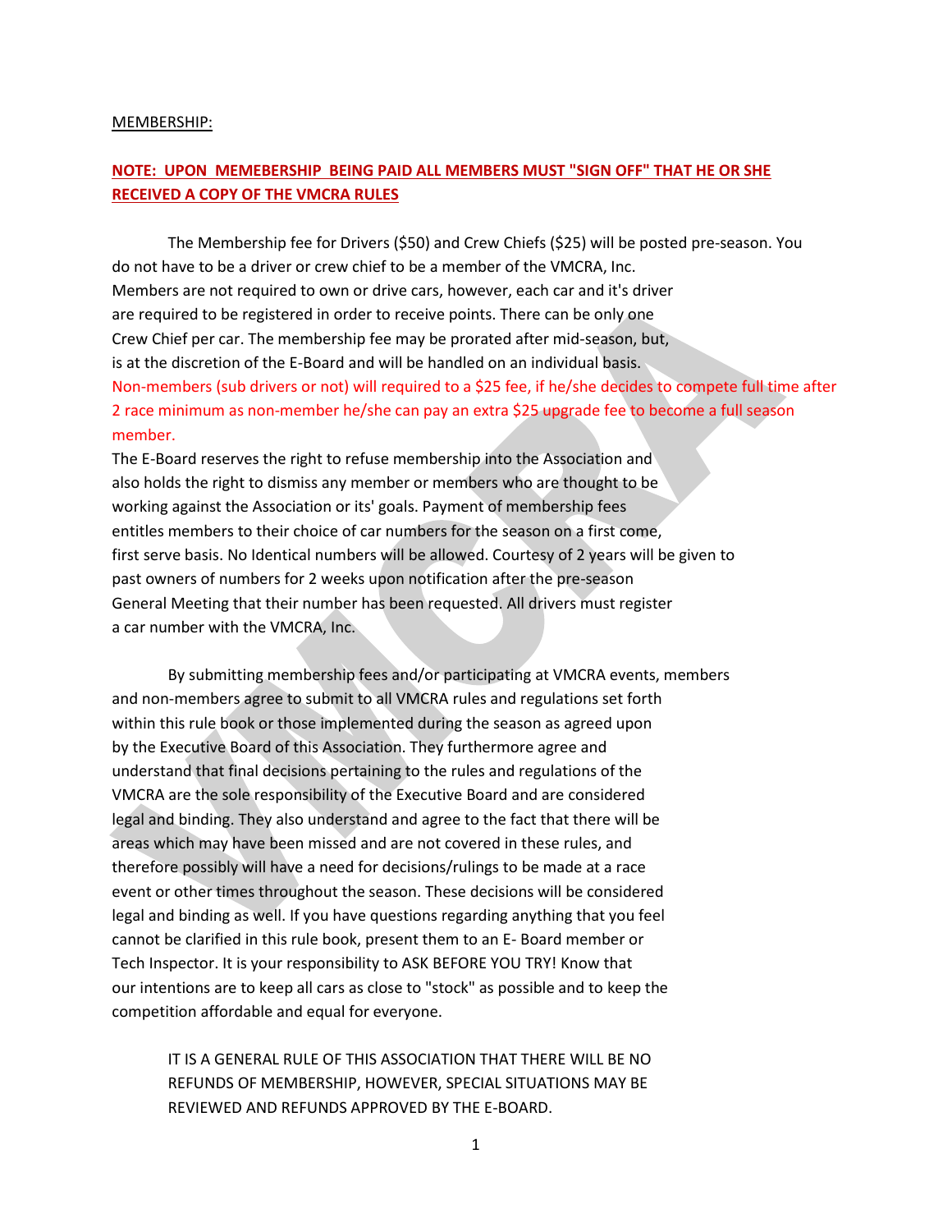MEMBERSHIP:

**NOTE: UPON MEMEBERSHIP BEING PAID ALL MEMBERS MUST "SIGN OFF" THAT HE OR SHE RECEIVED A COPY OF THE VMCRA RULES**

The Membership fee for Drivers ($50) and Crew Chiefs ($25) will be posted pre-season. You do not have to be a driver or crew chief to be a member of the VMCRA, Inc. Members are not required to own or drive cars, however, each car and it's driver are required to be registered in order to receive points. There can be only one Crew Chief per car. The membership fee may be prorated after mid-season, but, is at the discretion of the E-Board and will be handled on an individual basis. Non-members (sub drivers or not) will required to a $25 fee, if he/she decides to compete full time after 2 race minimum as non-member he/she can pay an extra $25 upgrade fee to become a full season member.
The E-Board reserves the right to refuse membership into the Association and also holds the right to dismiss any member or members who are thought to be working against the Association or its' goals. Payment of membership fees entitles members to their choice of car numbers for the season on a first come, first serve basis. No Identical numbers will be allowed. Courtesy of 2 years will be given to past owners of numbers for 2 weeks upon notification after the pre-season General Meeting that their number has been requested. All drivers must register a car number with the VMCRA, Inc.

By submitting membership fees and/or participating at VMCRA events, members and non-members agree to submit to all VMCRA rules and regulations set forth within this rule book or those implemented during the season as agreed upon by the Executive Board of this Association. They furthermore agree and understand that final decisions pertaining to the rules and regulations of the VMCRA are the sole responsibility of the Executive Board and are considered legal and binding. They also understand and agree to the fact that there will be areas which may have been missed and are not covered in these rules, and therefore possibly will have a need for decisions/rulings to be made at a race event or other times throughout the season. These decisions will be considered legal and binding as well. If you have questions regarding anything that you feel cannot be clarified in this rule book, present them to an E- Board member or Tech Inspector. It is your responsibility to ASK BEFORE YOU TRY! Know that our intentions are to keep all cars as close to "stock" as possible and to keep the competition affordable and equal for everyone.

IT IS A GENERAL RULE OF THIS ASSOCIATION THAT THERE WILL BE NO REFUNDS OF MEMBERSHIP, HOWEVER, SPECIAL SITUATIONS MAY BE REVIEWED AND REFUNDS APPROVED BY THE E-BOARD.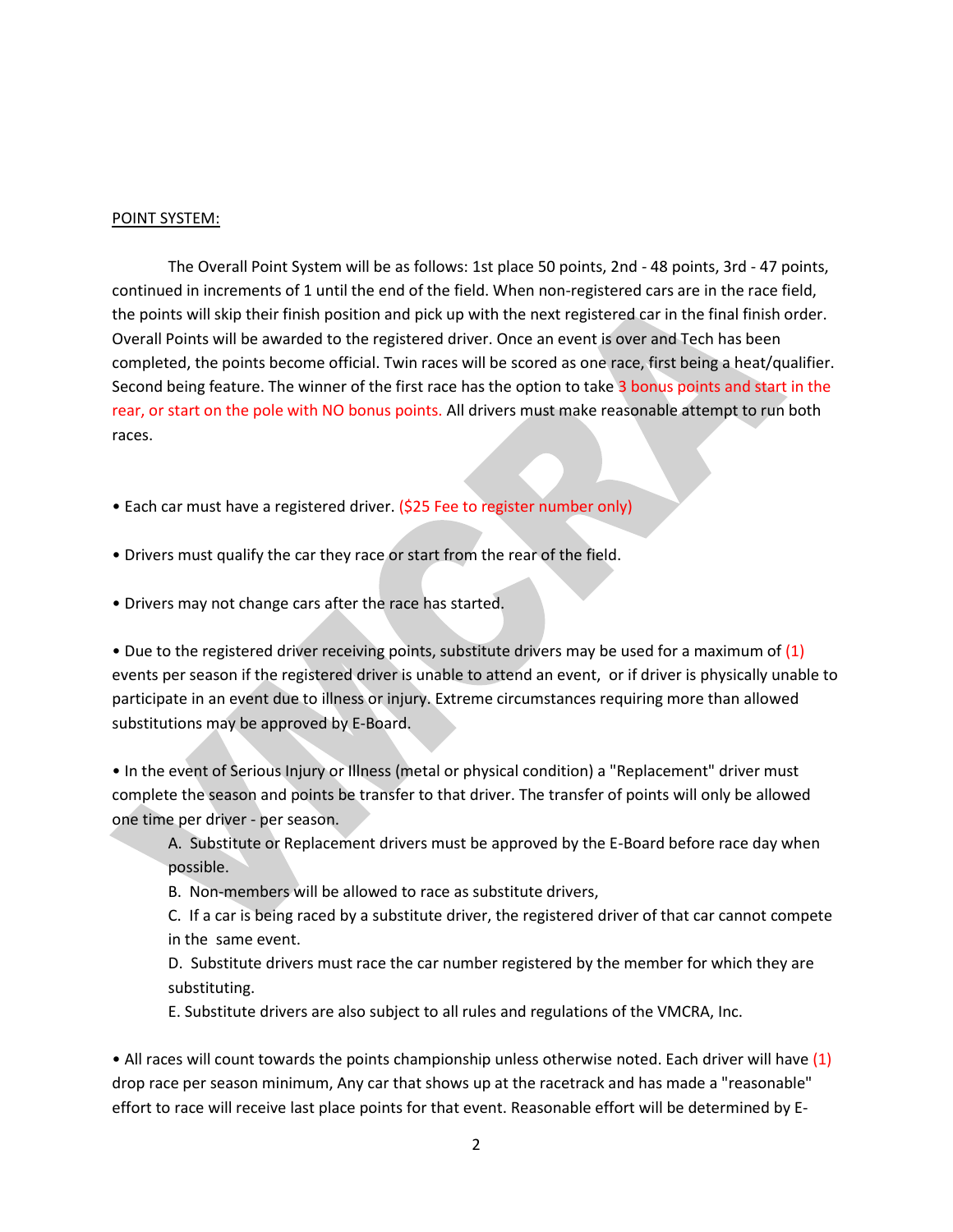POINT SYSTEM:

The Overall Point System will be as follows: 1st place 50 points, 2nd - 48 points, 3rd - 47 points, continued in increments of 1 until the end of the field. When non-registered cars are in the race field, the points will skip their finish position and pick up with the next registered car in the final finish order. Overall Points will be awarded to the registered driver. Once an event is over and Tech has been completed, the points become official. Twin races will be scored as one race, first being a heat/qualifier. Second being feature. The winner of the first race has the option to take 3 bonus points and start in the rear, or start on the pole with NO bonus points. All drivers must make reasonable attempt to run both races.

• Each car must have a registered driver. ($25 Fee to register number only)

• Drivers must qualify the car they race or start from the rear of the field.

• Drivers may not change cars after the race has started.

• Due to the registered driver receiving points, substitute drivers may be used for a maximum of (1) events per season if the registered driver is unable to attend an event, or if driver is physically unable to participate in an event due to illness or injury. Extreme circumstances requiring more than allowed substitutions may be approved by E-Board.

• In the event of Serious Injury or Illness (metal or physical condition) a "Replacement" driver must complete the season and points be transfer to that driver. The transfer of points will only be allowed one time per driver - per season.

A. Substitute or Replacement drivers must be approved by the E-Board before race day when possible.

B. Non-members will be allowed to race as substitute drivers,

C. If a car is being raced by a substitute driver, the registered driver of that car cannot compete in the same event.

D. Substitute drivers must race the car number registered by the member for which they are substituting.

E. Substitute drivers are also subject to all rules and regulations of the VMCRA, Inc.

• All races will count towards the points championship unless otherwise noted. Each driver will have (1) drop race per season minimum, Any car that shows up at the racetrack and has made a "reasonable" effort to race will receive last place points for that event. Reasonable effort will be determined by E-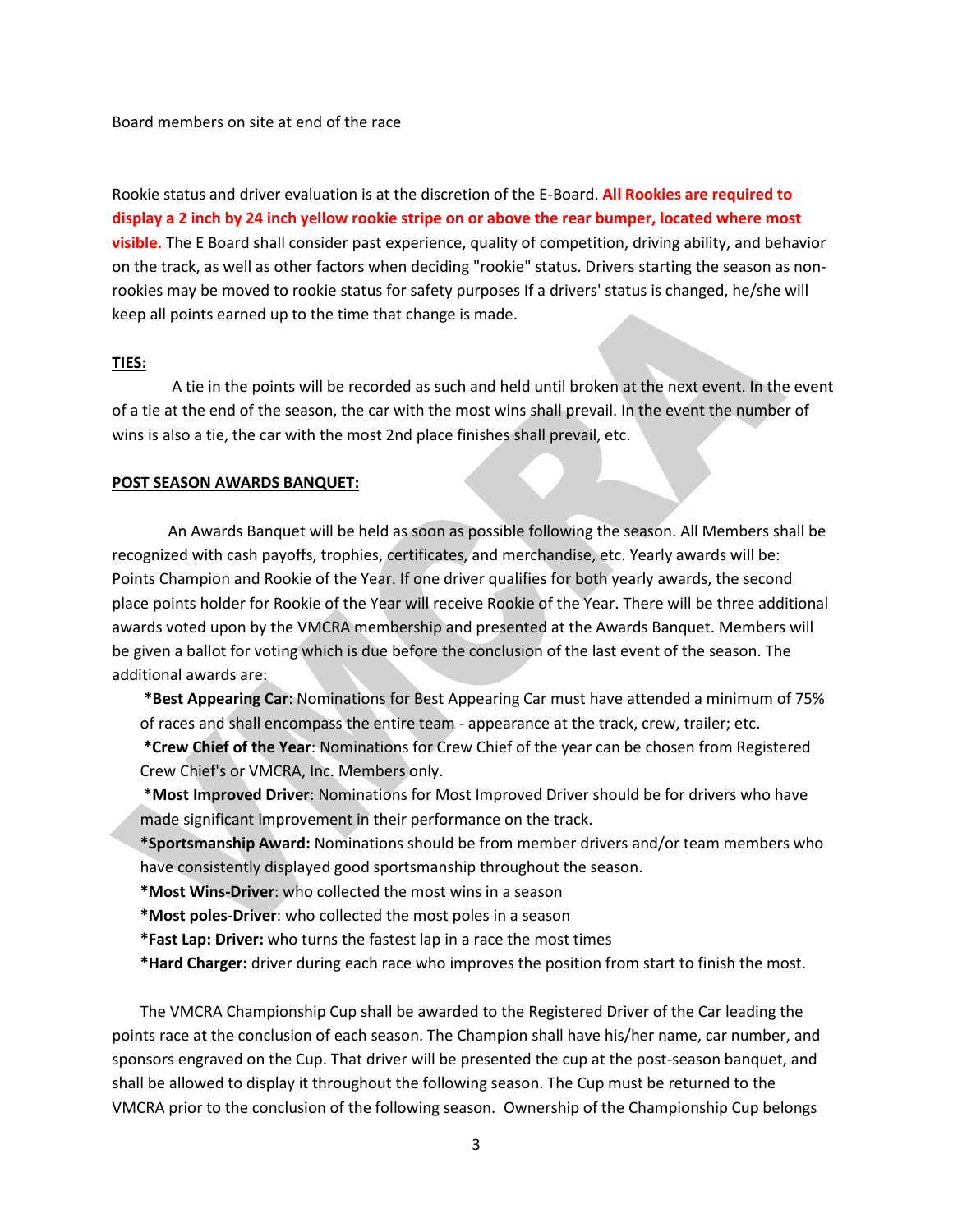Board members on site at end of the race

Rookie status and driver evaluation is at the discretion of the E-Board. **All Rookies are required to display a 2 inch by 24 inch yellow rookie stripe on or above the rear bumper, located where most visible.** The E Board shall consider past experience, quality of competition, driving ability, and behavior on the track, as well as other factors when deciding "rookie" status. Drivers starting the season as non-rookies may be moved to rookie status for safety purposes If a drivers' status is changed, he/she will keep all points earned up to the time that change is made.

**TIES:**

A tie in the points will be recorded as such and held until broken at the next event. In the event of a tie at the end of the season, the car with the most wins shall prevail. In the event the number of wins is also a tie, the car with the most 2nd place finishes shall prevail, etc.

**POST SEASON AWARDS BANQUET:**

An Awards Banquet will be held as soon as possible following the season. All Members shall be recognized with cash payoffs, trophies, certificates, and merchandise, etc. Yearly awards will be: Points Champion and Rookie of the Year. If one driver qualifies for both yearly awards, the second place points holder for Rookie of the Year will receive Rookie of the Year. There will be three additional awards voted upon by the VMCRA membership and presented at the Awards Banquet. Members will be given a ballot for voting which is due before the conclusion of the last event of the season. The additional awards are:

*****Best Appearing Car**: Nominations for Best Appearing Car must have attended a minimum of 75% of races and shall encompass the entire team - appearance at the track, crew, trailer; etc.

*****Crew Chief of the Year**: Nominations for Crew Chief of the year can be chosen from Registered Crew Chief's or VMCRA, Inc. Members only.

*****Most Improved Driver**: Nominations for Most Improved Driver should be for drivers who have made significant improvement in their performance on the track.

*****Sportsmanship Award:** Nominations should be from member drivers and/or team members who have consistently displayed good sportsmanship throughout the season.

*****Most Wins-Driver**: who collected the most wins in a season

*****Most poles-Driver**: who collected the most poles in a season

*****Fast Lap: Driver:** who turns the fastest lap in a race the most times

*****Hard Charger:** driver during each race who improves the position from start to finish the most.

The VMCRA Championship Cup shall be awarded to the Registered Driver of the Car leading the points race at the conclusion of each season. The Champion shall have his/her name, car number, and sponsors engraved on the Cup. That driver will be presented the cup at the post-season banquet, and shall be allowed to display it throughout the following season. The Cup must be returned to the VMCRA prior to the conclusion of the following season. Ownership of the Championship Cup belongs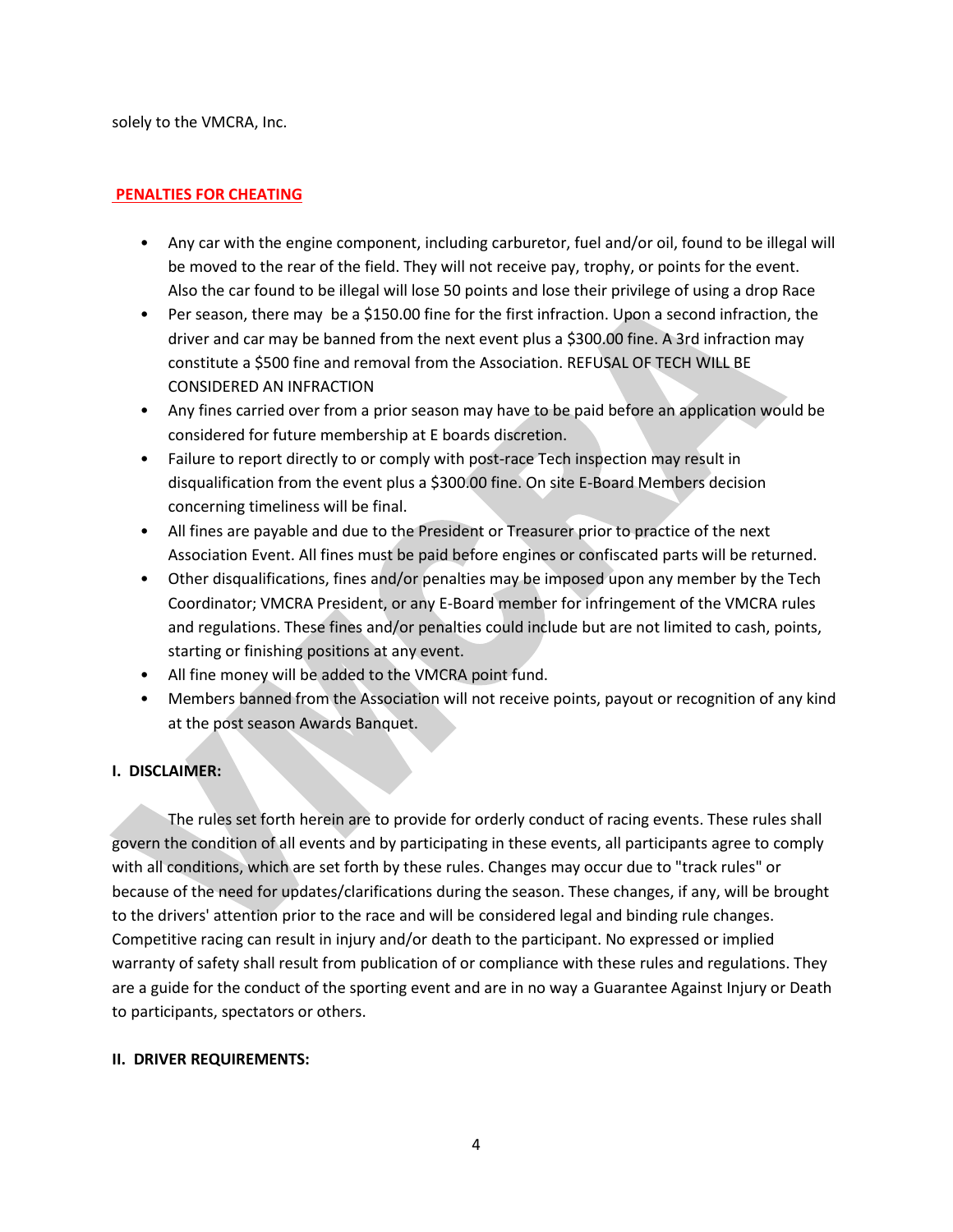solely to the VMCRA, Inc.

**PENALTIES FOR CHEATING**

- Any car with the engine component, including carburetor, fuel and/or oil, found to be illegal will be moved to the rear of the field. They will not receive pay, trophy, or points for the event. Also the car found to be illegal will lose 50 points and lose their privilege of using a drop Race
- Per season, there may be a $150.00 fine for the first infraction. Upon a second infraction, the driver and car may be banned from the next event plus a $300.00 fine. A 3rd infraction may constitute a $500 fine and removal from the Association. REFUSAL OF TECH WILL BE CONSIDERED AN INFRACTION
- Any fines carried over from a prior season may have to be paid before an application would be considered for future membership at E boards discretion.
- Failure to report directly to or comply with post-race Tech inspection may result in disqualification from the event plus a $300.00 fine. On site E-Board Members decision concerning timeliness will be final.
- All fines are payable and due to the President or Treasurer prior to practice of the next Association Event. All fines must be paid before engines or confiscated parts will be returned.
- Other disqualifications, fines and/or penalties may be imposed upon any member by the Tech Coordinator; VMCRA President, or any E-Board member for infringement of the VMCRA rules and regulations. These fines and/or penalties could include but are not limited to cash, points, starting or finishing positions at any event.
- All fine money will be added to the VMCRA point fund.
- Members banned from the Association will not receive points, payout or recognition of any kind at the post season Awards Banquet.

**I. DISCLAIMER:**

The rules set forth herein are to provide for orderly conduct of racing events. These rules shall govern the condition of all events and by participating in these events, all participants agree to comply with all conditions, which are set forth by these rules. Changes may occur due to "track rules" or because of the need for updates/clarifications during the season. These changes, if any, will be brought to the drivers' attention prior to the race and will be considered legal and binding rule changes. Competitive racing can result in injury and/or death to the participant. No expressed or implied warranty of safety shall result from publication of or compliance with these rules and regulations. They are a guide for the conduct of the sporting event and are in no way a Guarantee Against Injury or Death to participants, spectators or others.

**II. DRIVER REQUIREMENTS:**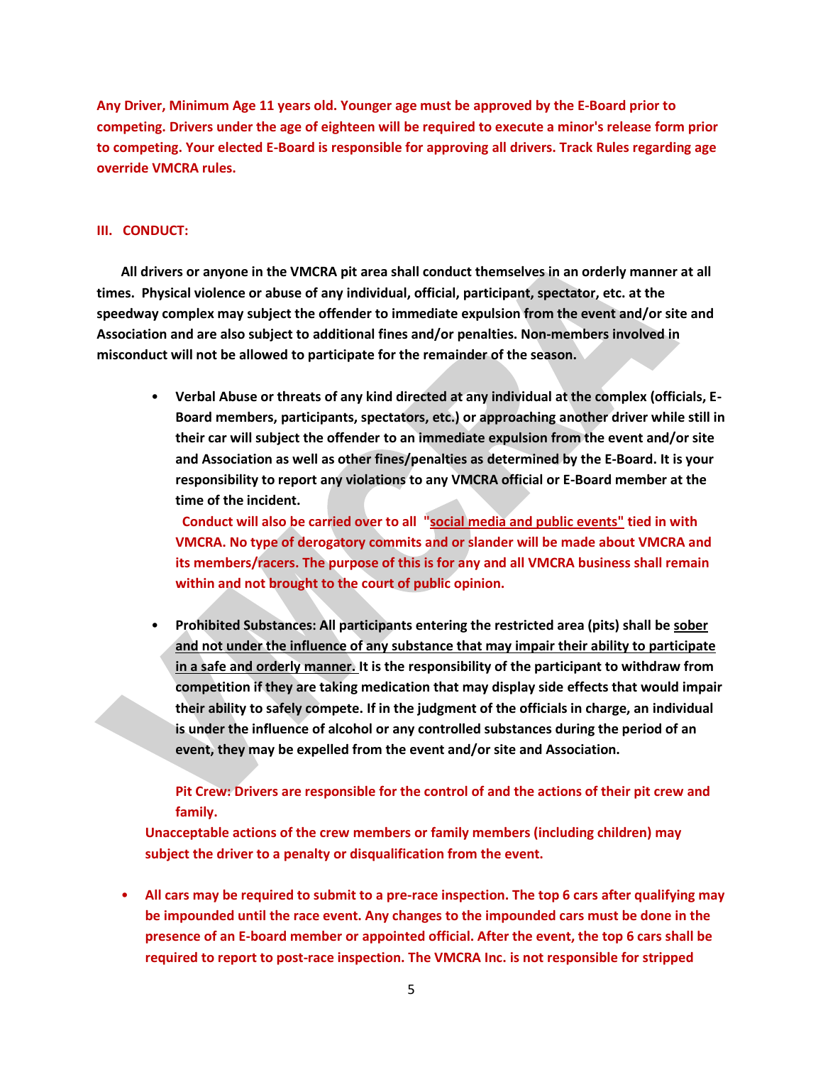**Any Driver, Minimum Age 11 years old. Younger age must be approved by the E-Board prior to competing. Drivers under the age of eighteen will be required to execute a minor's release form prior to competing. Your elected E-Board is responsible for approving all drivers. Track Rules regarding age override VMCRA rules.**

## III. CONDUCT:

**All drivers or anyone in the VMCRA pit area shall conduct themselves in an orderly manner at all times. Physical violence or abuse of any individual, official, participant, spectator, etc. at the speedway complex may subject the offender to immediate expulsion from the event and/or site and Association and are also subject to additional fines and/or penalties. Non-members involved in misconduct will not be allowed to participate for the remainder of the season.**

- **Verbal Abuse or threats of any kind directed at any individual at the complex (officials, E-Board members, participants, spectators, etc.) or approaching another driver while still in their car will subject the offender to an immediate expulsion from the event and/or site and Association as well as other fines/penalties as determined by the E-Board. It is your responsibility to report any violations to any VMCRA official or E-Board member at the time of the incident.**

  **Conduct will also be carried over to all "<u>social media and public events</u>" tied in with VMCRA. No type of derogatory commits and or slander will be made about VMCRA and its members/racers. The purpose of this is for any and all VMCRA business shall remain within and not brought to the court of public opinion.**

- **Prohibited Substances: All participants entering the restricted area (pits) shall be <u>sober and not under the influence of any substance that may impair their ability to participate in a safe and orderly manner.</u> It is the responsibility of the participant to withdraw from competition if they are taking medication that may display side effects that would impair their ability to safely compete. If in the judgment of the officials in charge, an individual is under the influence of alcohol or any controlled substances during the period of an event, they may be expelled from the event and/or site and Association.**

  **Pit Crew: Drivers are responsible for the control of and the actions of their pit crew and family.**

**Unacceptable actions of the crew members or family members (including children) may subject the driver to a penalty or disqualification from the event.**

- **All cars may be required to submit to a pre-race inspection. The top 6 cars after qualifying may be impounded until the race event. Any changes to the impounded cars must be done in the presence of an E-board member or appointed official. After the event, the top 6 cars shall be required to report to post-race inspection. The VMCRA Inc. is not responsible for stripped**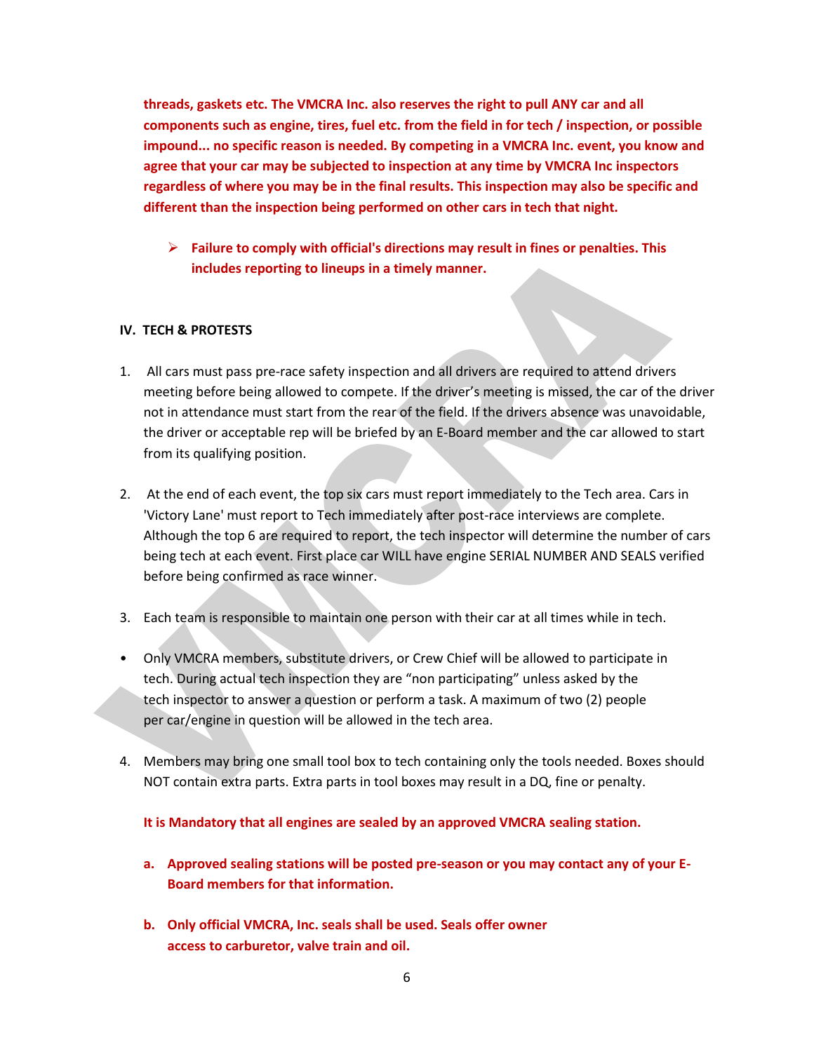**threads, gaskets etc. The VMCRA Inc. also reserves the right to pull ANY car and all components such as engine, tires, fuel etc. from the field in for tech / inspection, or possible impound... no specific reason is needed. By competing in a VMCRA Inc. event, you know and agree that your car may be subjected to inspection at any time by VMCRA Inc inspectors regardless of where you may be in the final results. This inspection may also be specific and different than the inspection being performed on other cars in tech that night.**

- **Failure to comply with official's directions may result in fines or penalties. This includes reporting to lineups in a timely manner.**

## IV. TECH & PROTESTS

1. All cars must pass pre-race safety inspection and all drivers are required to attend drivers meeting before being allowed to compete. If the driver's meeting is missed, the car of the driver not in attendance must start from the rear of the field. If the drivers absence was unavoidable, the driver or acceptable rep will be briefed by an E-Board member and the car allowed to start from its qualifying position.

2. At the end of each event, the top six cars must report immediately to the Tech area. Cars in 'Victory Lane' must report to Tech immediately after post-race interviews are complete. Although the top 6 are required to report, the tech inspector will determine the number of cars being tech at each event. First place car WILL have engine SERIAL NUMBER AND SEALS verified before being confirmed as race winner.

3. Each team is responsible to maintain one person with their car at all times while in tech.

- Only VMCRA members, substitute drivers, or Crew Chief will be allowed to participate in tech. During actual tech inspection they are "non participating" unless asked by the tech inspector to answer a question or perform a task. A maximum of two (2) people per car/engine in question will be allowed in the tech area.

4. Members may bring one small tool box to tech containing only the tools needed. Boxes should NOT contain extra parts. Extra parts in tool boxes may result in a DQ, fine or penalty.

   **It is Mandatory that all engines are sealed by an approved VMCRA sealing station.**

   a. **Approved sealing stations will be posted pre-season or you may contact any of your E-Board members for that information.**

   b. **Only official VMCRA, Inc. seals shall be used. Seals offer owner access to carburetor, valve train and oil.**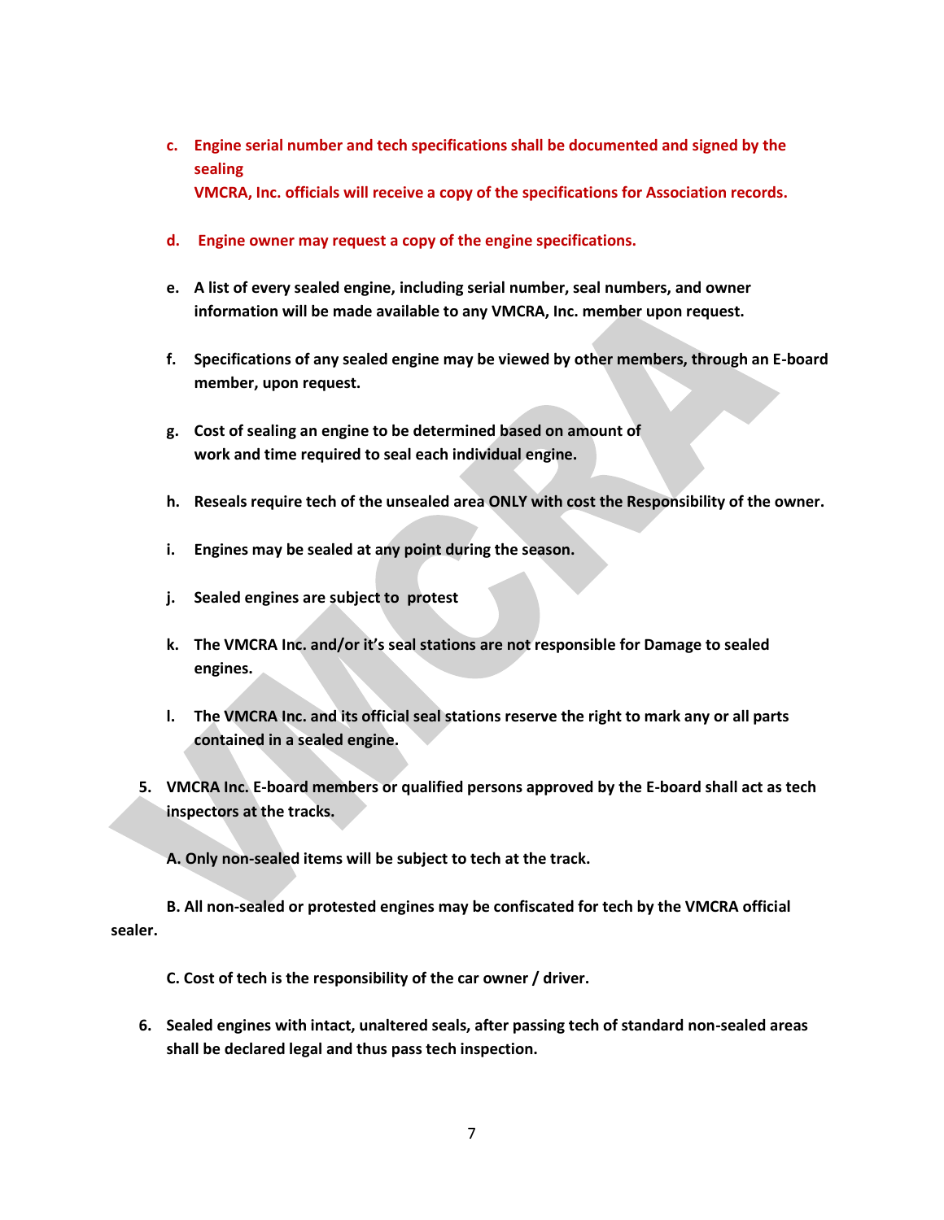c. **Engine serial number and tech specifications shall be documented and signed by the sealing**
   **VMCRA, Inc. officials will receive a copy of the specifications for Association records.**

d. **Engine owner may request a copy of the engine specifications.**

e. **A list of every sealed engine, including serial number, seal numbers, and owner information will be made available to any VMCRA, Inc. member upon request.**

f. **Specifications of any sealed engine may be viewed by other members, through an E-board member, upon request.**

g. **Cost of sealing an engine to be determined based on amount of work and time required to seal each individual engine.**

h. **Reseals require tech of the unsealed area ONLY with cost the Responsibility of the owner.**

i. **Engines may be sealed at any point during the season.**

j. **Sealed engines are subject to protest**

k. **The VMCRA Inc. and/or it's seal stations are not responsible for Damage to sealed engines.**

l. **The VMCRA Inc. and its official seal stations reserve the right to mark any or all parts contained in a sealed engine.**

5. **VMCRA Inc. E-board members or qualified persons approved by the E-board shall act as tech inspectors at the tracks.**

   **A. Only non-sealed items will be subject to tech at the track.**

   **B. All non-sealed or protested engines may be confiscated for tech by the VMCRA official sealer.**

   **C. Cost of tech is the responsibility of the car owner / driver.**

6. **Sealed engines with intact, unaltered seals, after passing tech of standard non-sealed areas shall be declared legal and thus pass tech inspection.**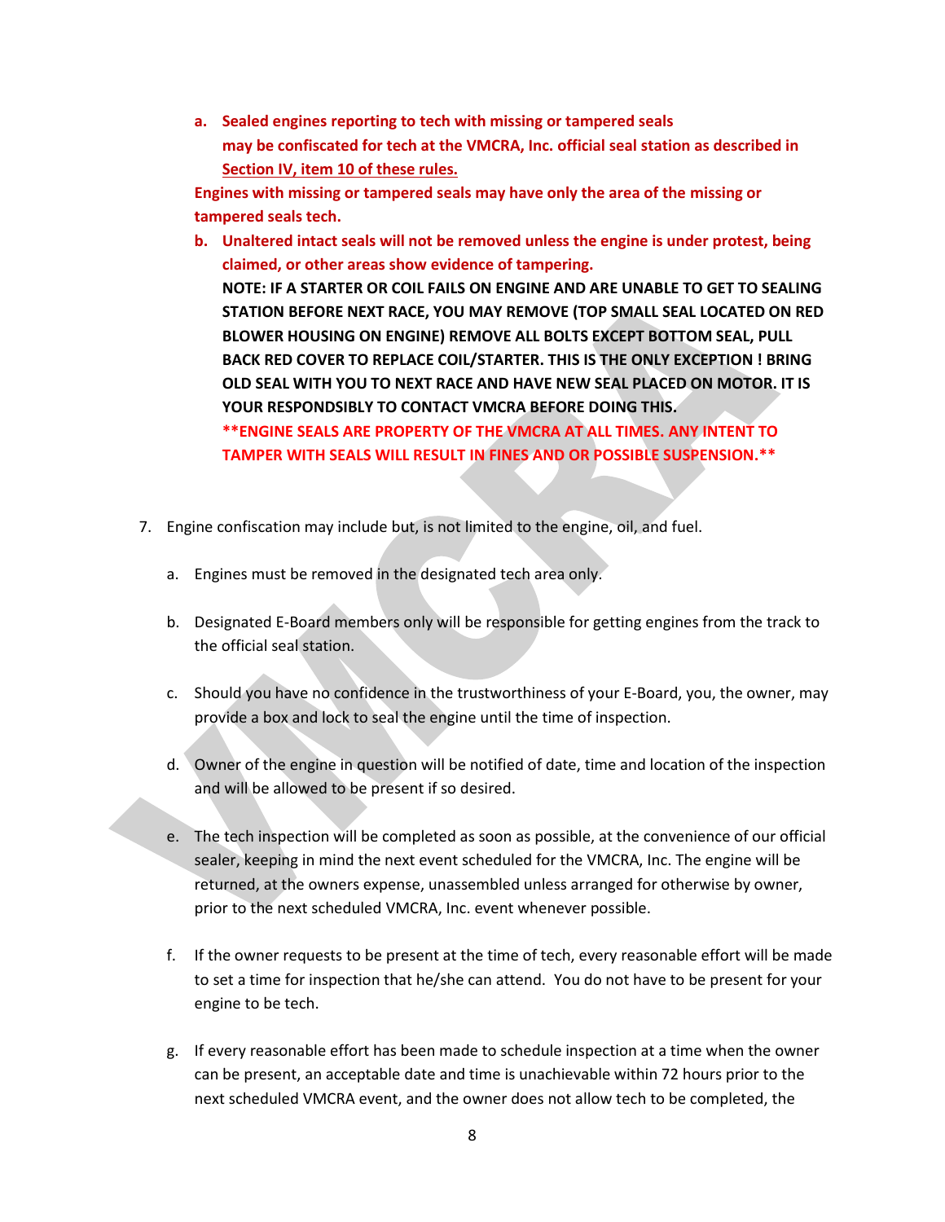a. **Sealed engines reporting to tech with missing or tampered seals may be confiscated for tech at the VMCRA, Inc. official seal station as described in Section IV, item 10 of these rules.**

**Engines with missing or tampered seals may have only the area of the missing or tampered seals tech.**

b. **Unaltered intact seals will not be removed unless the engine is under protest, being claimed, or other areas show evidence of tampering.**

**NOTE: IF A STARTER OR COIL FAILS ON ENGINE AND ARE UNABLE TO GET TO SEALING STATION BEFORE NEXT RACE, YOU MAY REMOVE (TOP SMALL SEAL LOCATED ON RED BLOWER HOUSING ON ENGINE) REMOVE ALL BOLTS EXCEPT BOTTOM SEAL, PULL BACK RED COVER TO REPLACE COIL/STARTER. THIS IS THE ONLY EXCEPTION ! BRING OLD SEAL WITH YOU TO NEXT RACE AND HAVE NEW SEAL PLACED ON MOTOR. IT IS YOUR RESPONDSIBLY TO CONTACT VMCRA BEFORE DOING THIS.**

****ENGINE SEALS ARE PROPERTY OF THE VMCRA AT ALL TIMES. ANY INTENT TO TAMPER WITH SEALS WILL RESULT IN FINES AND OR POSSIBLE SUSPENSION.****

7. Engine confiscation may include but, is not limited to the engine, oil, and fuel.

   a. Engines must be removed in the designated tech area only.

   b. Designated E-Board members only will be responsible for getting engines from the track to the official seal station.

   c. Should you have no confidence in the trustworthiness of your E-Board, you, the owner, may provide a box and lock to seal the engine until the time of inspection.

   d. Owner of the engine in question will be notified of date, time and location of the inspection and will be allowed to be present if so desired.

   e. The tech inspection will be completed as soon as possible, at the convenience of our official sealer, keeping in mind the next event scheduled for the VMCRA, Inc. The engine will be returned, at the owners expense, unassembled unless arranged for otherwise by owner, prior to the next scheduled VMCRA, Inc. event whenever possible.

   f. If the owner requests to be present at the time of tech, every reasonable effort will be made to set a time for inspection that he/she can attend. You do not have to be present for your engine to be tech.

   g. If every reasonable effort has been made to schedule inspection at a time when the owner can be present, an acceptable date and time is unachievable within 72 hours prior to the next scheduled VMCRA event, and the owner does not allow tech to be completed, the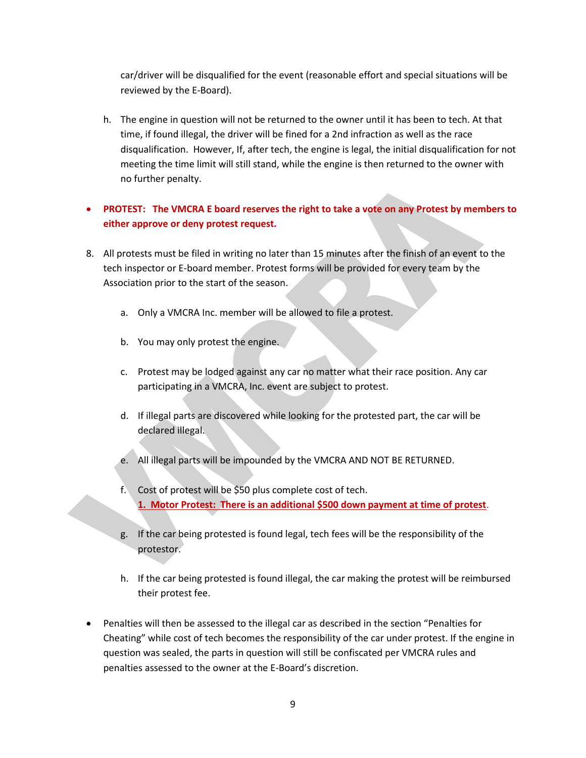car/driver will be disqualified for the event (reasonable effort and special situations will be reviewed by the E-Board).

h. The engine in question will not be returned to the owner until it has been to tech. At that time, if found illegal, the driver will be fined for a 2nd infraction as well as the race disqualification. However, If, after tech, the engine is legal, the initial disqualification for not meeting the time limit will still stand, while the engine is then returned to the owner with no further penalty.

- **PROTEST: The VMCRA E board reserves the right to take a vote on any Protest by members to either approve or deny protest request.**

8. All protests must be filed in writing no later than 15 minutes after the finish of an event to the tech inspector or E-board member. Protest forms will be provided for every team by the Association prior to the start of the season.

   a. Only a VMCRA Inc. member will be allowed to file a protest.

   b. You may only protest the engine.

   c. Protest may be lodged against any car no matter what their race position. Any car participating in a VMCRA, Inc. event are subject to protest.

   d. If illegal parts are discovered while looking for the protested part, the car will be declared illegal.

   e. All illegal parts will be impounded by the VMCRA AND NOT BE RETURNED.

   f. Cost of protest will be $50 plus complete cost of tech.
   **1. Motor Protest: There is an additional $500 down payment at time of protest.**

   g. If the car being protested is found legal, tech fees will be the responsibility of the protestor.

   h. If the car being protested is found illegal, the car making the protest will be reimbursed their protest fee.

- Penalties will then be assessed to the illegal car as described in the section "Penalties for Cheating" while cost of tech becomes the responsibility of the car under protest. If the engine in question was sealed, the parts in question will still be confiscated per VMCRA rules and penalties assessed to the owner at the E-Board's discretion.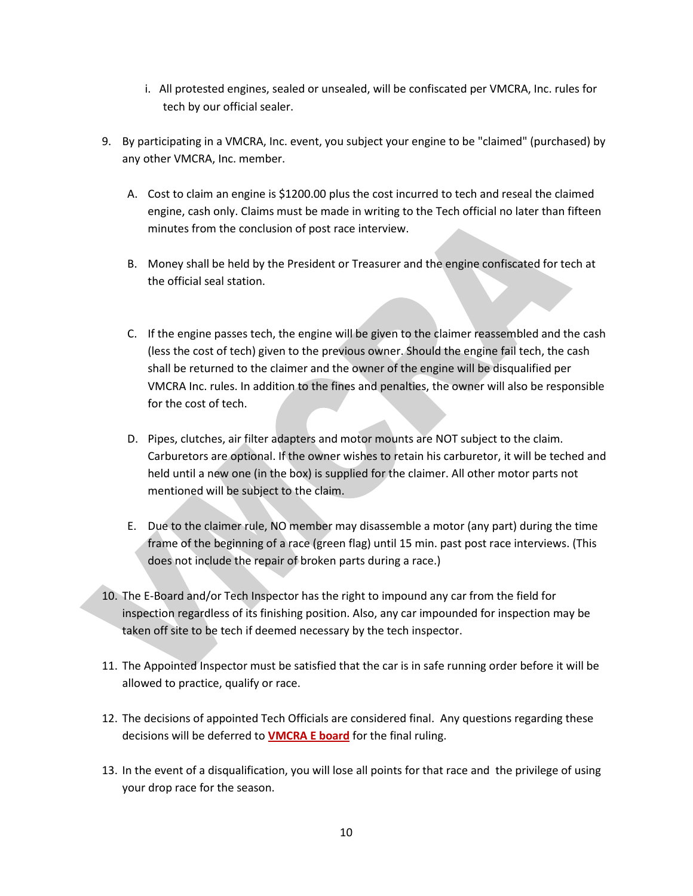i. All protested engines, sealed or unsealed, will be confiscated per VMCRA, Inc. rules for tech by our official sealer.

9. By participating in a VMCRA, Inc. event, you subject your engine to be "claimed" (purchased) by any other VMCRA, Inc. member.

    A. Cost to claim an engine is $1200.00 plus the cost incurred to tech and reseal the claimed engine, cash only. Claims must be made in writing to the Tech official no later than fifteen minutes from the conclusion of post race interview.

    B. Money shall be held by the President or Treasurer and the engine confiscated for tech at the official seal station.

    C. If the engine passes tech, the engine will be given to the claimer reassembled and the cash (less the cost of tech) given to the previous owner. Should the engine fail tech, the cash shall be returned to the claimer and the owner of the engine will be disqualified per VMCRA Inc. rules. In addition to the fines and penalties, the owner will also be responsible for the cost of tech.

    D. Pipes, clutches, air filter adapters and motor mounts are NOT subject to the claim. Carburetors are optional. If the owner wishes to retain his carburetor, it will be teched and held until a new one (in the box) is supplied for the claimer. All other motor parts not mentioned will be subject to the claim.

    E. Due to the claimer rule, NO member may disassemble a motor (any part) during the time frame of the beginning of a race (green flag) until 15 min. past post race interviews. (This does not include the repair of broken parts during a race.)

10. The E-Board and/or Tech Inspector has the right to impound any car from the field for inspection regardless of its finishing position. Also, any car impounded for inspection may be taken off site to be tech if deemed necessary by the tech inspector.

11. The Appointed Inspector must be satisfied that the car is in safe running order before it will be allowed to practice, qualify or race.

12. The decisions of appointed Tech Officials are considered final. Any questions regarding these decisions will be deferred to **VMCRA E board** for the final ruling.

13. In the event of a disqualification, you will lose all points for that race and the privilege of using your drop race for the season.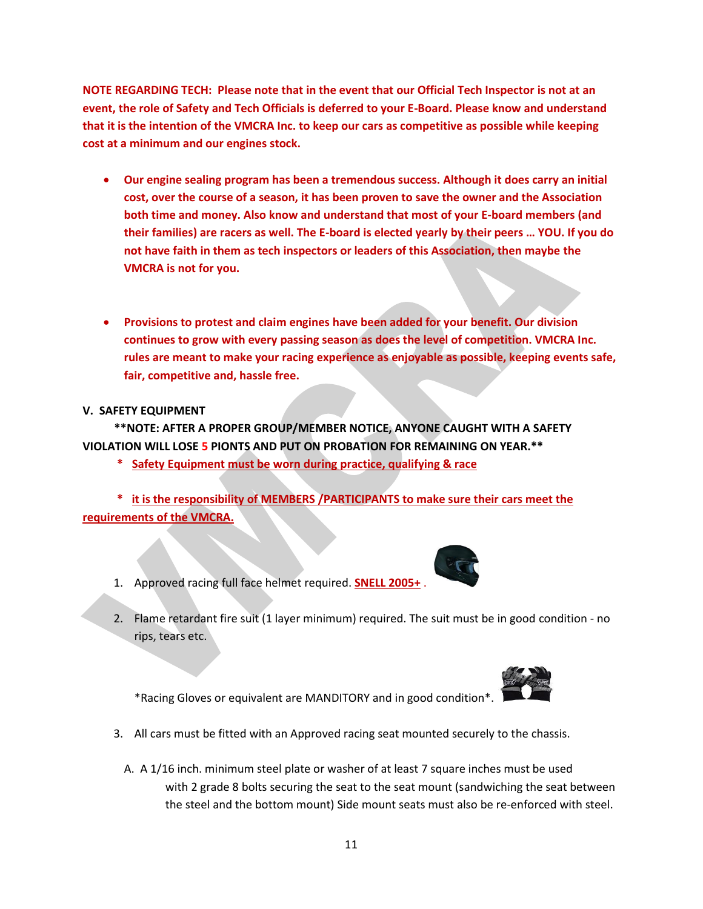**NOTE REGARDING TECH: Please note that in the event that our Official Tech Inspector is not at an event, the role of Safety and Tech Officials is deferred to your E-Board. Please know and understand that it is the intention of the VMCRA Inc. to keep our cars as competitive as possible while keeping cost at a minimum and our engines stock.**

- **Our engine sealing program has been a tremendous success. Although it does carry an initial cost, over the course of a season, it has been proven to save the owner and the Association both time and money. Also know and understand that most of your E-board members (and their families) are racers as well. The E-board is elected yearly by their peers … YOU. If you do not have faith in them as tech inspectors or leaders of this Association, then maybe the VMCRA is not for you.**

- **Provisions to protest and claim engines have been added for your benefit. Our division continues to grow with every passing season as does the level of competition. VMCRA Inc. rules are meant to make your racing experience as enjoyable as possible, keeping events safe, fair, competitive and, hassle free.**

## V. SAFETY EQUIPMENT

**\*\*NOTE: AFTER A PROPER GROUP/MEMBER NOTICE, ANYONE CAUGHT WITH A SAFETY VIOLATION WILL LOSE 5 PIONTS AND PUT ON PROBATION FOR REMAINING ON YEAR.\*\***

\* **Safety Equipment must be worn during practice, qualifying & race**

\* **it is the responsibility of MEMBERS /PARTICIPANTS to make sure their cars meet the requirements of the VMCRA.**

1. Approved racing full face helmet required. **SNELL 2005+** .

2. Flame retardant fire suit (1 layer minimum) required. The suit must be in good condition - no rips, tears etc.

   \*Racing Gloves or equivalent are MANDITORY and in good condition\*.

3. All cars must be fitted with an Approved racing seat mounted securely to the chassis.

   A. A 1/16 inch. minimum steel plate or washer of at least 7 square inches must be used with 2 grade 8 bolts securing the seat to the seat mount (sandwiching the seat between the steel and the bottom mount) Side mount seats must also be re-enforced with steel.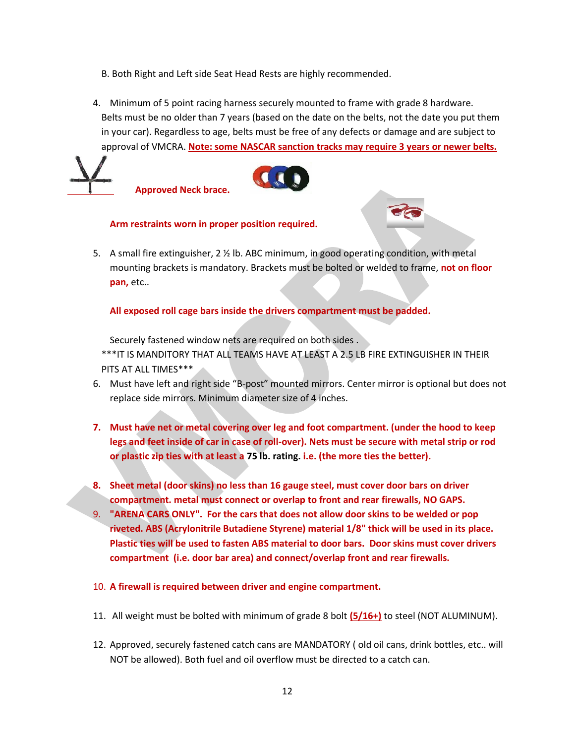B. Both Right and Left side Seat Head Rests are highly recommended.

4. Minimum of 5 point racing harness securely mounted to frame with grade 8 hardware. Belts must be no older than 7 years (based on the date on the belts, not the date you put them in your car). Regardless to age, belts must be free of any defects or damage and are subject to approval of VMCRA. **Note: some NASCAR sanction tracks may require 3 years or newer belts.**

**Approved Neck brace.**

**Arm restraints worn in proper position required.**

5. A small fire extinguisher, 2 ½ lb. ABC minimum, in good operating condition, with metal mounting brackets is mandatory. Brackets must be bolted or welded to frame, **not on floor pan,** etc..

   **All exposed roll cage bars inside the drivers compartment must be padded.**

   Securely fastened window nets are required on both sides .

   ***IT IS MANDITORY THAT ALL TEAMS HAVE AT LEAST A 2.5 LB FIRE EXTINGUISHER IN THEIR PITS AT ALL TIMES***

6. Must have left and right side "B-post" mounted mirrors. Center mirror is optional but does not replace side mirrors. Minimum diameter size of 4 inches.

7. **Must have net or metal covering over leg and foot compartment. (under the hood to keep legs and feet inside of car in case of roll-over). Nets must be secure with metal strip or rod or plastic zip ties with at least a 75 lb. rating. i.e. (the more ties the better).**

8. **Sheet metal (door skins) no less than 16 gauge steel, must cover door bars on driver compartment. metal must connect or overlap to front and rear firewalls, NO GAPS.**

9. **"ARENA CARS ONLY". For the cars that does not allow door skins to be welded or pop riveted. ABS (Acrylonitrile Butadiene Styrene) material 1/8" thick will be used in its place. Plastic ties will be used to fasten ABS material to door bars. Door skins must cover drivers compartment (i.e. door bar area) and connect/overlap front and rear firewalls.**

10. **A firewall is required between driver and engine compartment.**

11. All weight must be bolted with minimum of grade 8 bolt **(5/16+)** to steel (NOT ALUMINUM).

12. Approved, securely fastened catch cans are MANDATORY ( old oil cans, drink bottles, etc.. will NOT be allowed). Both fuel and oil overflow must be directed to a catch can.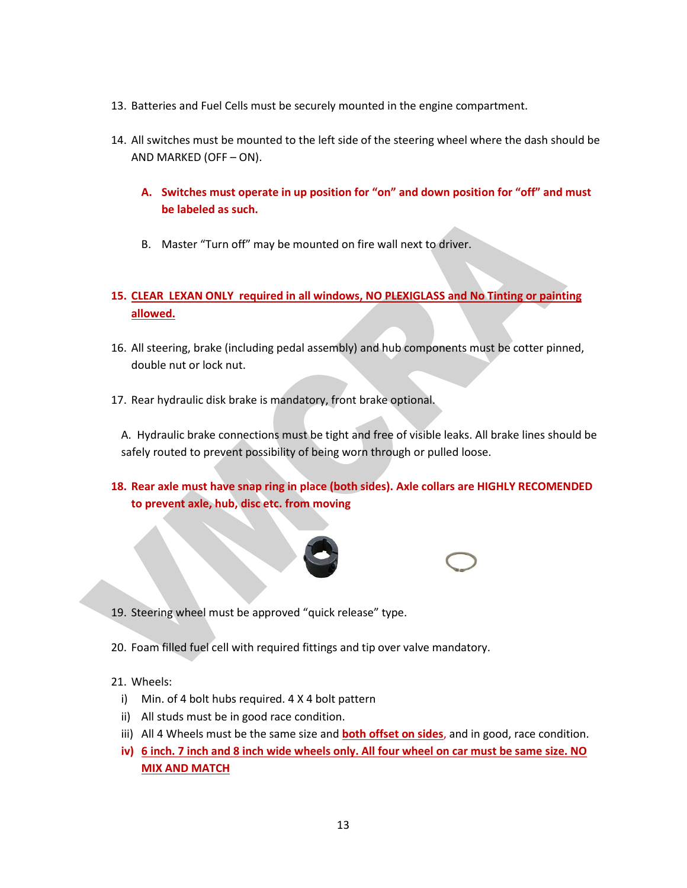13. Batteries and Fuel Cells must be securely mounted in the engine compartment.

14. All switches must be mounted to the left side of the steering wheel where the dash should be AND MARKED (OFF – ON).

    **A. Switches must operate in up position for "on" and down position for "off" and must be labeled as such.**

    B. Master "Turn off" may be mounted on fire wall next to driver.

15. **CLEAR LEXAN ONLY required in all windows, NO PLEXIGLASS and No Tinting or painting allowed.**

16. All steering, brake (including pedal assembly) and hub components must be cotter pinned, double nut or lock nut.

17. Rear hydraulic disk brake is mandatory, front brake optional.

    A. Hydraulic brake connections must be tight and free of visible leaks. All brake lines should be safely routed to prevent possibility of being worn through or pulled loose.

18. **Rear axle must have snap ring in place (both sides). Axle collars are HIGHLY RECOMENDED to prevent axle, hub, disc etc. from moving**

19. Steering wheel must be approved "quick release" type.

20. Foam filled fuel cell with required fittings and tip over valve mandatory.

21. Wheels:
    - i) Min. of 4 bolt hubs required. 4 X 4 bolt pattern
    - ii) All studs must be in good race condition.
    - iii) All 4 Wheels must be the same size and **both offset on sides**, and in good, race condition.
    - **iv) 6 inch. 7 inch and 8 inch wide wheels only. All four wheel on car must be same size. NO MIX AND MATCH**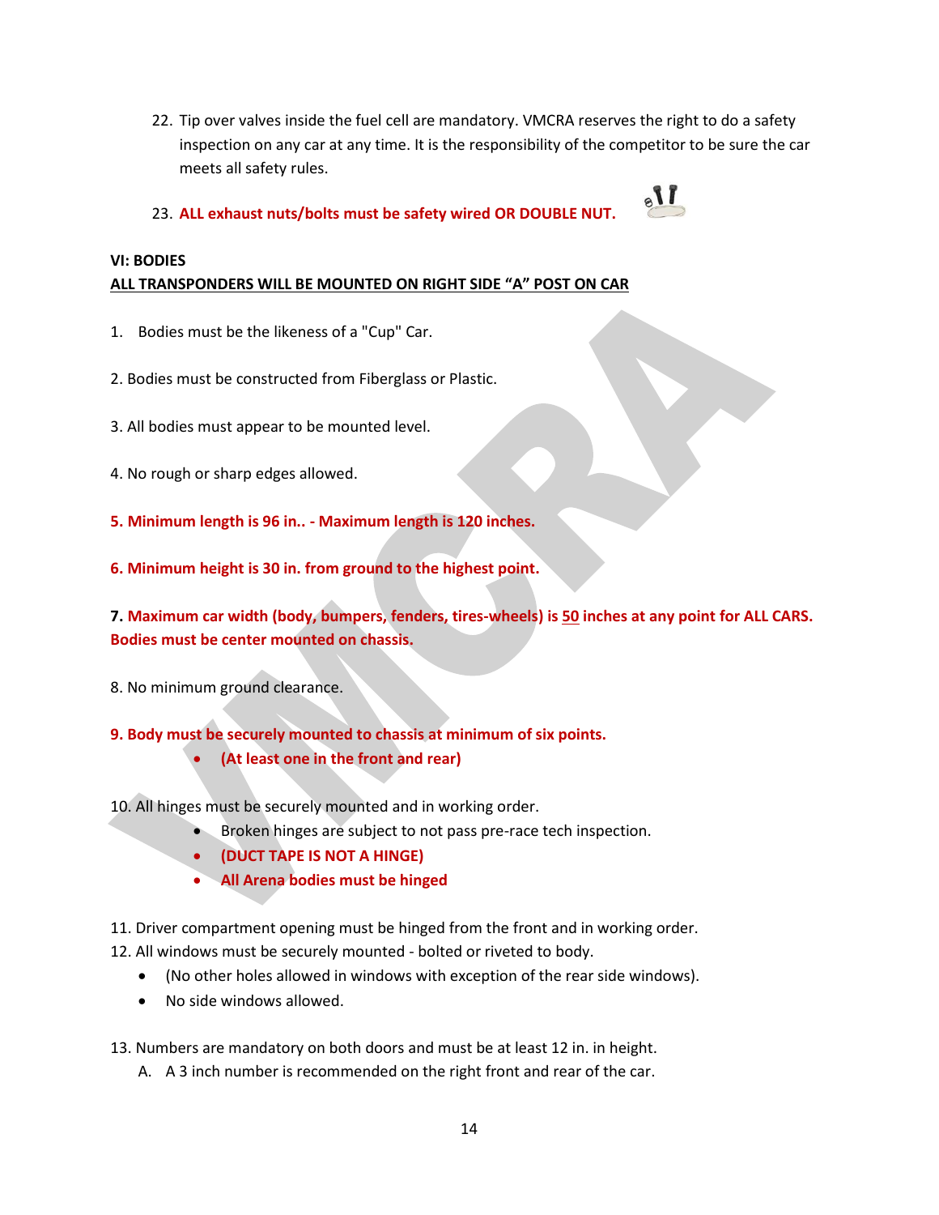22. Tip over valves inside the fuel cell are mandatory. VMCRA reserves the right to do a safety inspection on any car at any time. It is the responsibility of the competitor to be sure the car meets all safety rules.

23. **ALL exhaust nuts/bolts must be safety wired OR DOUBLE NUT.**

## VI: BODIES

**ALL TRANSPONDERS WILL BE MOUNTED ON RIGHT SIDE "A" POST ON CAR**

1. Bodies must be the likeness of a "Cup" Car.

2. Bodies must be constructed from Fiberglass or Plastic.

3. All bodies must appear to be mounted level.

4. No rough or sharp edges allowed.

**5. Minimum length is 96 in.. - Maximum length is 120 inches.**

**6. Minimum height is 30 in. from ground to the highest point.**

**7. Maximum car width (body, bumpers, fenders, tires-wheels) is 50 inches at any point for ALL CARS. Bodies must be center mounted on chassis.**

8. No minimum ground clearance.

**9. Body must be securely mounted to chassis at minimum of six points.**

- **(At least one in the front and rear)**

10. All hinges must be securely mounted and in working order.

- Broken hinges are subject to not pass pre-race tech inspection.
- **(DUCT TAPE IS NOT A HINGE)**
- **All Arena bodies must be hinged**

11. Driver compartment opening must be hinged from the front and in working order.

12. All windows must be securely mounted - bolted or riveted to body.

- (No other holes allowed in windows with exception of the rear side windows).
- No side windows allowed.

13. Numbers are mandatory on both doors and must be at least 12 in. in height.

   A. A 3 inch number is recommended on the right front and rear of the car.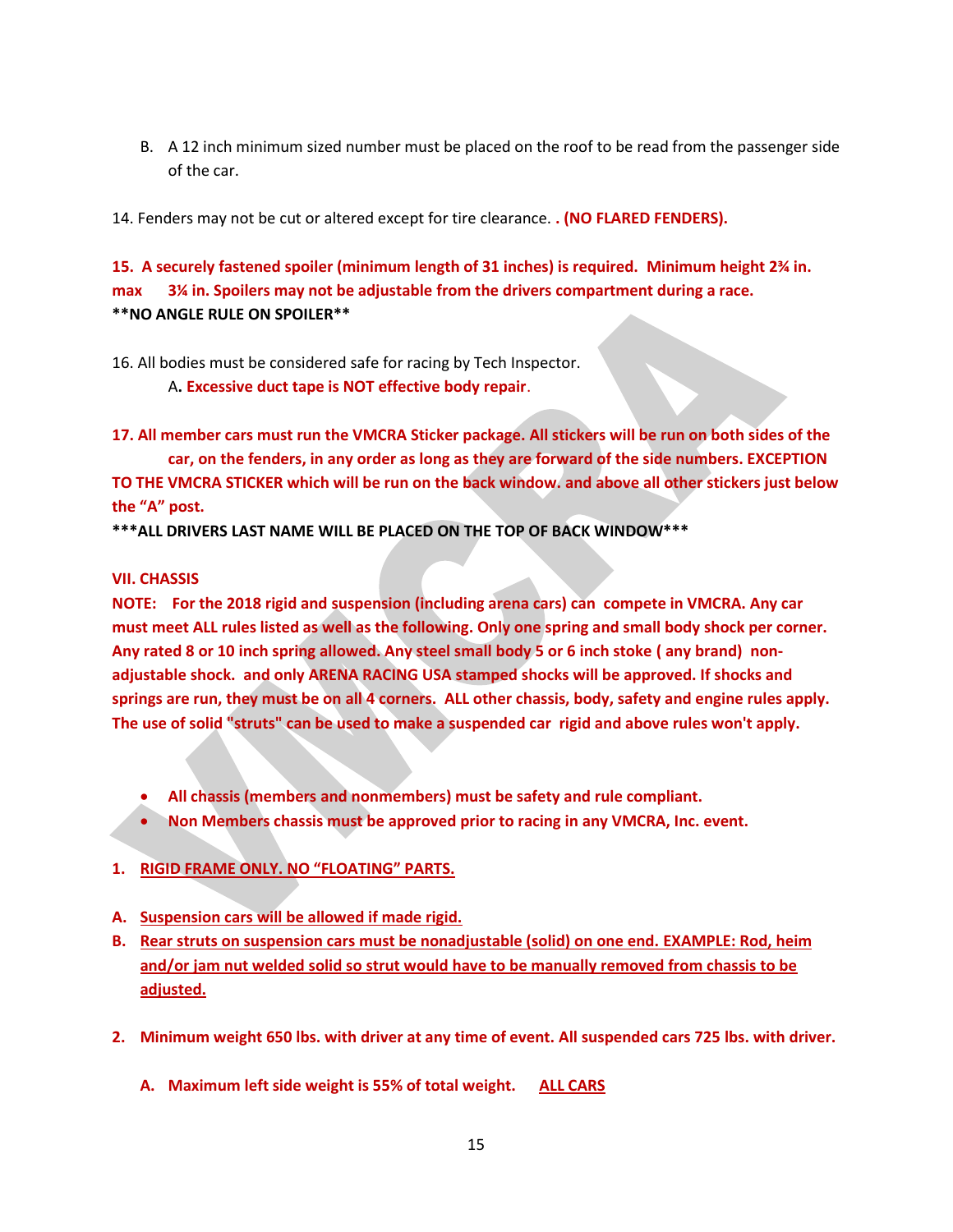B. A 12 inch minimum sized number must be placed on the roof to be read from the passenger side of the car.

14. Fenders may not be cut or altered except for tire clearance. **. (NO FLARED FENDERS).**

**15. A securely fastened spoiler (minimum length of 31 inches) is required. Minimum height 2¾ in. max 3¼ in. Spoilers may not be adjustable from the drivers compartment during a race.**
**\*\*NO ANGLE RULE ON SPOILER\*\***

16. All bodies must be considered safe for racing by Tech Inspector.

A**. Excessive duct tape is NOT effective body repair**.

**17. All member cars must run the VMCRA Sticker package. All stickers will be run on both sides of the car, on the fenders, in any order as long as they are forward of the side numbers. EXCEPTION TO THE VMCRA STICKER which will be run on the back window. and above all other stickers just below the "A" post.**

**\*\*\*ALL DRIVERS LAST NAME WILL BE PLACED ON THE TOP OF BACK WINDOW\*\*\***

### VII. CHASSIS

**NOTE: For the 2018 rigid and suspension (including arena cars) can compete in VMCRA. Any car must meet ALL rules listed as well as the following. Only one spring and small body shock per corner. Any rated 8 or 10 inch spring allowed. Any steel small body 5 or 6 inch stoke ( any brand) non-adjustable shock. and only ARENA RACING USA stamped shocks will be approved. If shocks and springs are run, they must be on all 4 corners. ALL other chassis, body, safety and engine rules apply. The use of solid "struts" can be used to make a suspended car rigid and above rules won't apply.**

- **All chassis (members and nonmembers) must be safety and rule compliant.**
- **Non Members chassis must be approved prior to racing in any VMCRA, Inc. event.**

**1. <u>RIGID FRAME ONLY. NO "FLOATING" PARTS.</u>**

**A. <u>Suspension cars will be allowed if made rigid.</u>**

**B. <u>Rear struts on suspension cars must be nonadjustable (solid) on one end. EXAMPLE: Rod, heim and/or jam nut welded solid so strut would have to be manually removed from chassis to be adjusted.</u>**

**2. Minimum weight 650 lbs. with driver at any time of event. All suspended cars 725 lbs. with driver.**

**A. Maximum left side weight is 55% of total weight. <u>ALL CARS</u>**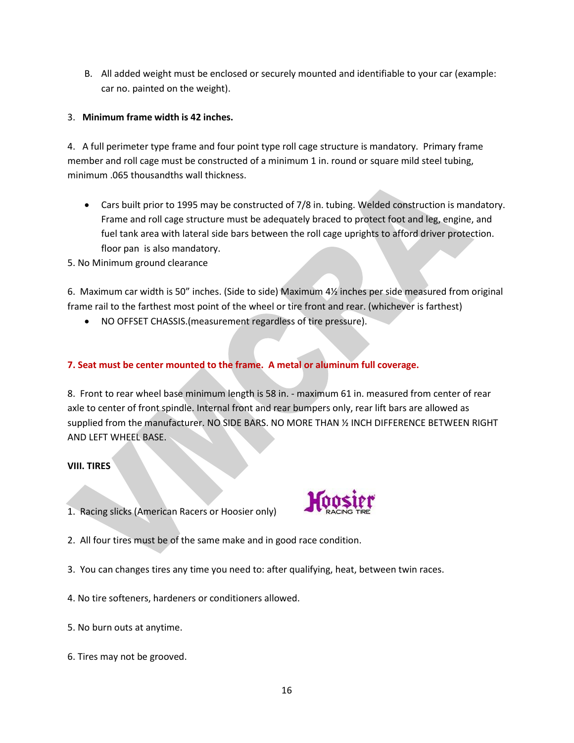B. All added weight must be enclosed or securely mounted and identifiable to your car (example: car no. painted on the weight).

3. **Minimum frame width is 42 inches.**

4. A full perimeter type frame and four point type roll cage structure is mandatory. Primary frame member and roll cage must be constructed of a minimum 1 in. round or square mild steel tubing, minimum .065 thousandths wall thickness.

- Cars built prior to 1995 may be constructed of 7/8 in. tubing. Welded construction is mandatory. Frame and roll cage structure must be adequately braced to protect foot and leg, engine, and fuel tank area with lateral side bars between the roll cage uprights to afford driver protection. floor pan is also mandatory.

5. No Minimum ground clearance

6. Maximum car width is 50" inches. (Side to side) Maximum 4½ inches per side measured from original frame rail to the farthest most point of the wheel or tire front and rear. (whichever is farthest)

- NO OFFSET CHASSIS.(measurement regardless of tire pressure).

**7. Seat must be center mounted to the frame. A metal or aluminum full coverage.**

8. Front to rear wheel base minimum length is 58 in. - maximum 61 in. measured from center of rear axle to center of front spindle. Internal front and rear bumpers only, rear lift bars are allowed as supplied from the manufacturer. NO SIDE BARS. NO MORE THAN ½ INCH DIFFERENCE BETWEEN RIGHT AND LEFT WHEEL BASE.

**VIII. TIRES**

1. Racing slicks (American Racers or Hoosier only)

2. All four tires must be of the same make and in good race condition.

3. You can changes tires any time you need to: after qualifying, heat, between twin races.

4. No tire softeners, hardeners or conditioners allowed.

5. No burn outs at anytime.

6. Tires may not be grooved.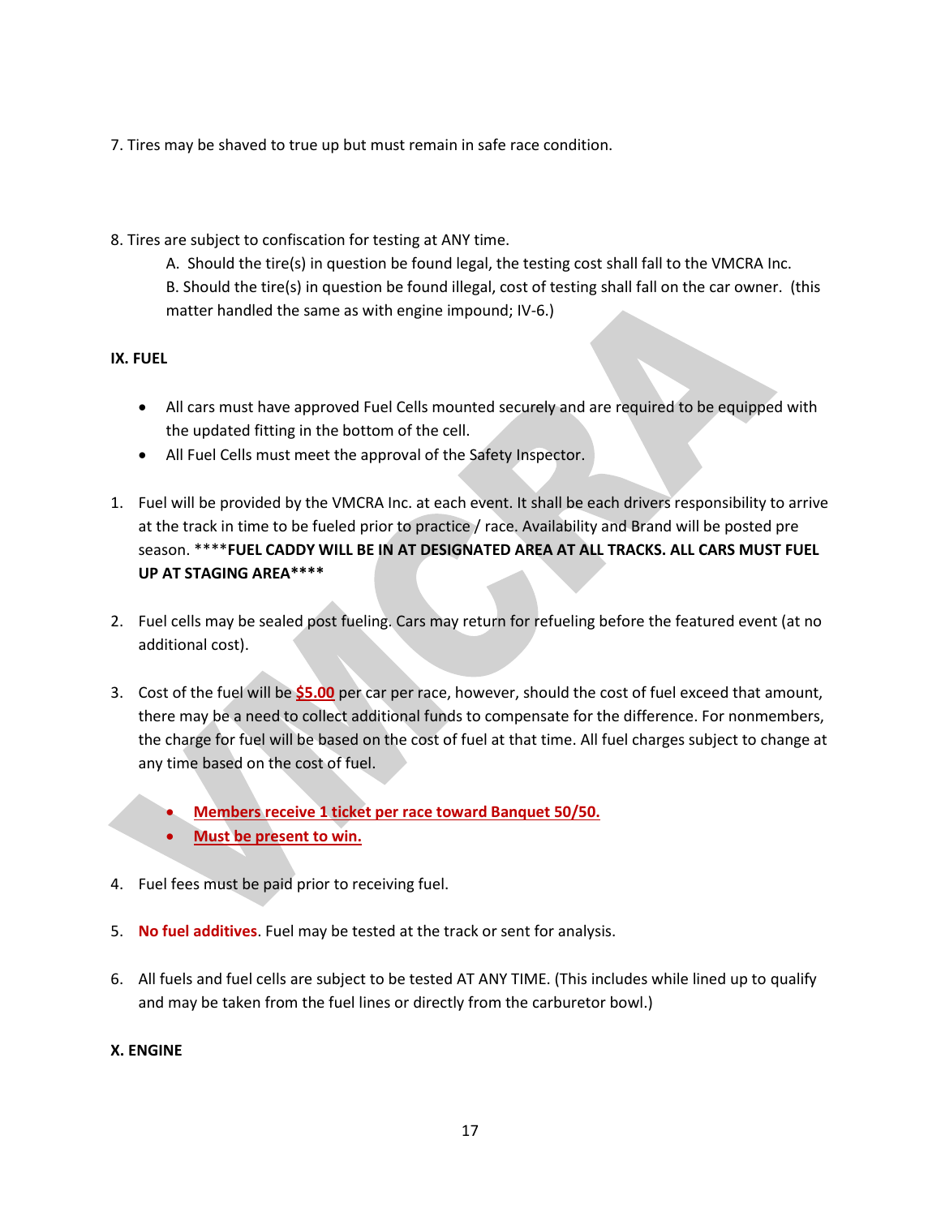7. Tires may be shaved to true up but must remain in safe race condition.

8. Tires are subject to confiscation for testing at ANY time.

   A. Should the tire(s) in question be found legal, the testing cost shall fall to the VMCRA Inc.

   B. Should the tire(s) in question be found illegal, cost of testing shall fall on the car owner. (this matter handled the same as with engine impound; IV-6.)

**IX. FUEL**

- All cars must have approved Fuel Cells mounted securely and are required to be equipped with the updated fitting in the bottom of the cell.
- All Fuel Cells must meet the approval of the Safety Inspector.

1. Fuel will be provided by the VMCRA Inc. at each event. It shall be each drivers responsibility to arrive at the track in time to be fueled prior to practice / race. Availability and Brand will be posted pre season. ****FUEL CADDY WILL BE IN AT DESIGNATED AREA AT ALL TRACKS. ALL CARS MUST FUEL UP AT STAGING AREA****

2. Fuel cells may be sealed post fueling. Cars may return for refueling before the featured event (at no additional cost).

3. Cost of the fuel will be **$5.00** per car per race, however, should the cost of fuel exceed that amount, there may be a need to collect additional funds to compensate for the difference. For nonmembers, the charge for fuel will be based on the cost of fuel at that time. All fuel charges subject to change at any time based on the cost of fuel.

   - **Members receive 1 ticket per race toward Banquet 50/50.**
   - **Must be present to win.**

4. Fuel fees must be paid prior to receiving fuel.

5. **No fuel additives**. Fuel may be tested at the track or sent for analysis.

6. All fuels and fuel cells are subject to be tested AT ANY TIME. (This includes while lined up to qualify and may be taken from the fuel lines or directly from the carburetor bowl.)

**X. ENGINE**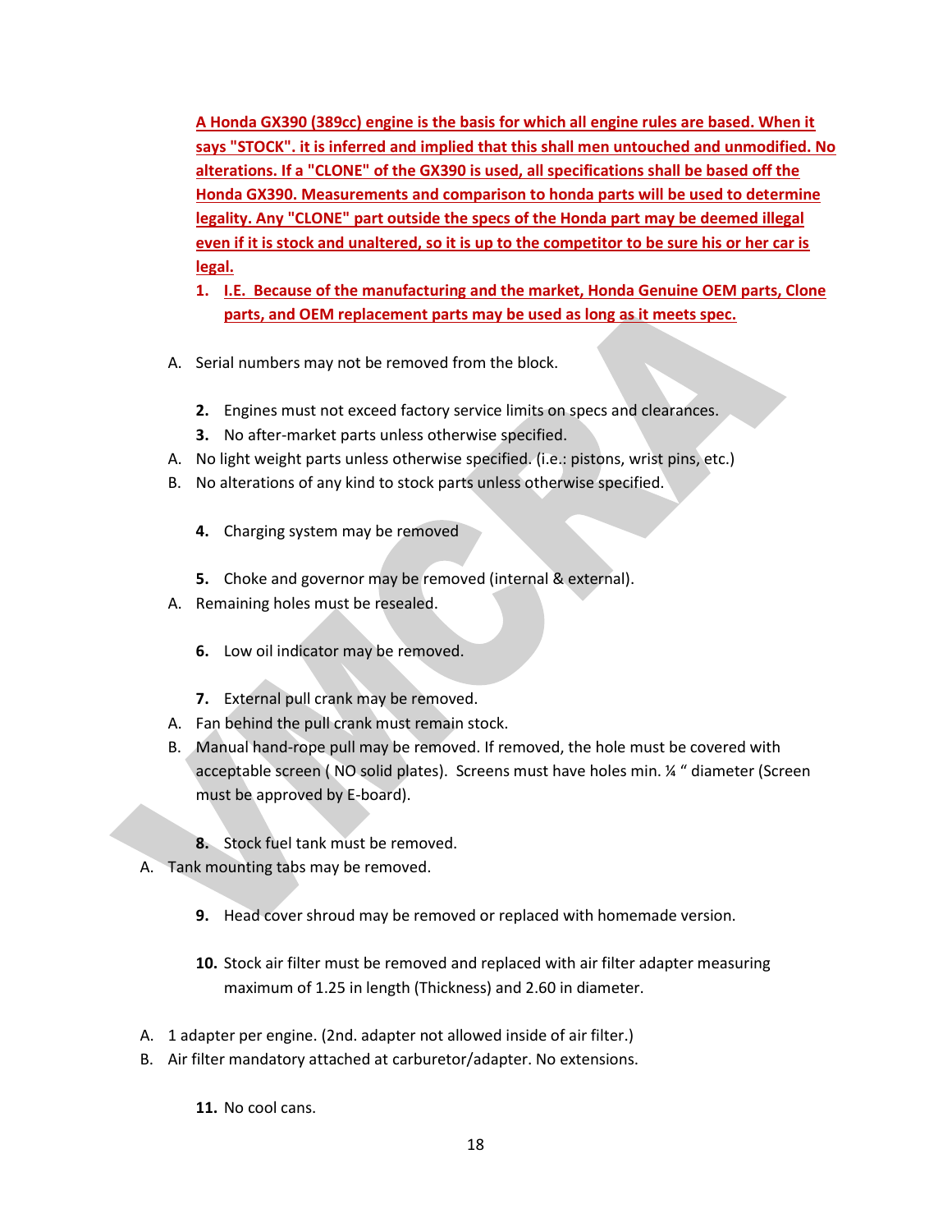**A Honda GX390 (389cc) engine is the basis for which all engine rules are based. When it says "STOCK". it is inferred and implied that this shall men untouched and unmodified. No alterations. If a "CLONE" of the GX390 is used, all specifications shall be based off the Honda GX390. Measurements and comparison to honda parts will be used to determine legality. Any "CLONE" part outside the specs of the Honda part may be deemed illegal even if it is stock and unaltered, so it is up to the competitor to be sure his or her car is legal.**

1. **I.E. Because of the manufacturing and the market, Honda Genuine OEM parts, Clone parts, and OEM replacement parts may be used as long as it meets spec.**

   A. Serial numbers may not be removed from the block.

2. Engines must not exceed factory service limits on specs and clearances.
3. No after-market parts unless otherwise specified.
   A. No light weight parts unless otherwise specified. (i.e.: pistons, wrist pins, etc.)
   B. No alterations of any kind to stock parts unless otherwise specified.

4. Charging system may be removed

5. Choke and governor may be removed (internal & external).
   A. Remaining holes must be resealed.

6. Low oil indicator may be removed.

7. External pull crank may be removed.
   A. Fan behind the pull crank must remain stock.
   B. Manual hand-rope pull may be removed. If removed, the hole must be covered with acceptable screen ( NO solid plates). Screens must have holes min. ¼ " diameter (Screen must be approved by E-board).

8. Stock fuel tank must be removed.
   A. Tank mounting tabs may be removed.

9. Head cover shroud may be removed or replaced with homemade version.

10. Stock air filter must be removed and replaced with air filter adapter measuring maximum of 1.25 in length (Thickness) and 2.60 in diameter.
    A. 1 adapter per engine. (2nd. adapter not allowed inside of air filter.)
    B. Air filter mandatory attached at carburetor/adapter. No extensions.

11. No cool cans.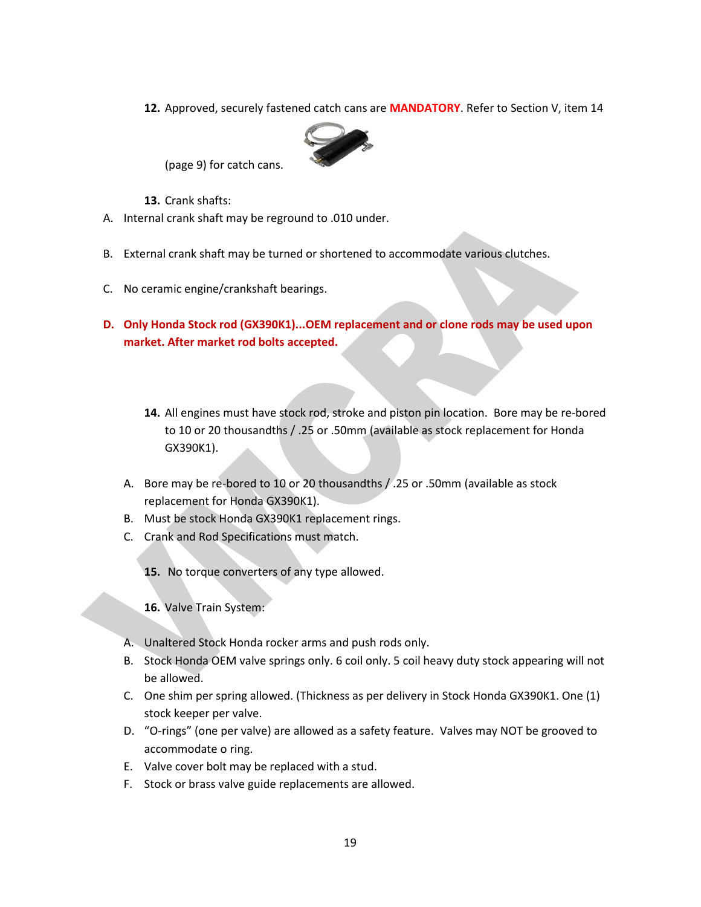**12.** Approved, securely fastened catch cans are **MANDATORY**. Refer to Section V, item 14 (page 9) for catch cans.

**13.** Crank shafts:

A. Internal crank shaft may be reground to .010 under.

B. External crank shaft may be turned or shortened to accommodate various clutches.

C. No ceramic engine/crankshaft bearings.

**D. Only Honda Stock rod (GX390K1)...OEM replacement and or clone rods may be used upon market. After market rod bolts accepted.**

**14.** All engines must have stock rod, stroke and piston pin location. Bore may be re-bored to 10 or 20 thousandths / .25 or .50mm (available as stock replacement for Honda GX390K1).

A. Bore may be re-bored to 10 or 20 thousandths / .25 or .50mm (available as stock replacement for Honda GX390K1).
B. Must be stock Honda GX390K1 replacement rings.
C. Crank and Rod Specifications must match.

**15.** No torque converters of any type allowed.

**16.** Valve Train System:

A. Unaltered Stock Honda rocker arms and push rods only.
B. Stock Honda OEM valve springs only. 6 coil only. 5 coil heavy duty stock appearing will not be allowed.
C. One shim per spring allowed. (Thickness as per delivery in Stock Honda GX390K1. One (1) stock keeper per valve.
D. "O-rings" (one per valve) are allowed as a safety feature. Valves may NOT be grooved to accommodate o ring.
E. Valve cover bolt may be replaced with a stud.
F. Stock or brass valve guide replacements are allowed.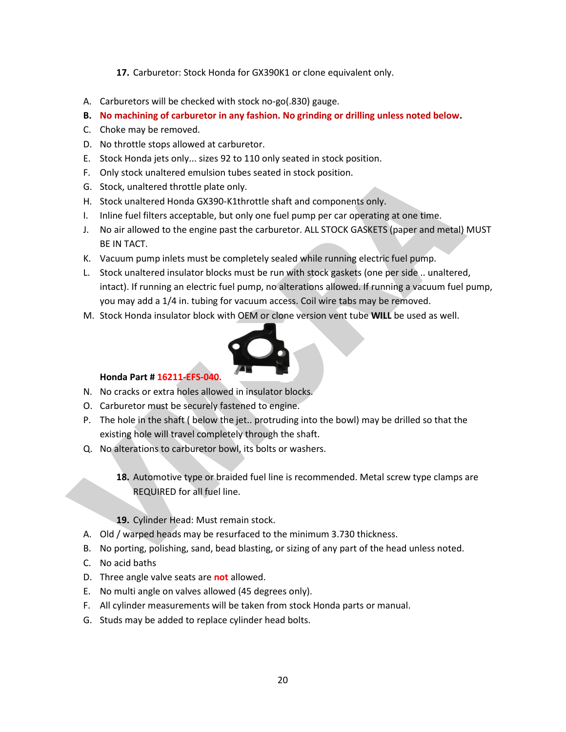**17.** Carburetor: Stock Honda for GX390K1 or clone equivalent only.

A. Carburetors will be checked with stock no-go(.830) gauge.
**B. No machining of carburetor in any fashion. No grinding or drilling unless noted below.**
C. Choke may be removed.
D. No throttle stops allowed at carburetor.
E. Stock Honda jets only... sizes 92 to 110 only seated in stock position.
F. Only stock unaltered emulsion tubes seated in stock position.
G. Stock, unaltered throttle plate only.
H. Stock unaltered Honda GX390-K1throttle shaft and components only.
I. Inline fuel filters acceptable, but only one fuel pump per car operating at one time.
J. No air allowed to the engine past the carburetor. ALL STOCK GASKETS (paper and metal) MUST BE IN TACT.
K. Vacuum pump inlets must be completely sealed while running electric fuel pump.
L. Stock unaltered insulator blocks must be run with stock gaskets (one per side .. unaltered, intact). If running an electric fuel pump, no alterations allowed. If running a vacuum fuel pump, you may add a 1/4 in. tubing for vacuum access. Coil wire tabs may be removed.
M. Stock Honda insulator block with OEM or clone version vent tube **WILL** be used as well.

**Honda Part # 16211-EFS-040.**

N. No cracks or extra holes allowed in insulator blocks.
O. Carburetor must be securely fastened to engine.
P. The hole in the shaft ( below the jet.. protruding into the bowl) may be drilled so that the existing hole will travel completely through the shaft.
Q. No alterations to carburetor bowl, its bolts or washers.

**18.** Automotive type or braided fuel line is recommended. Metal screw type clamps are REQUIRED for all fuel line.

**19.** Cylinder Head: Must remain stock.

A. Old / warped heads may be resurfaced to the minimum 3.730 thickness.
B. No porting, polishing, sand, bead blasting, or sizing of any part of the head unless noted.
C. No acid baths
D. Three angle valve seats are **not** allowed.
E. No multi angle on valves allowed (45 degrees only).
F. All cylinder measurements will be taken from stock Honda parts or manual.
G. Studs may be added to replace cylinder head bolts.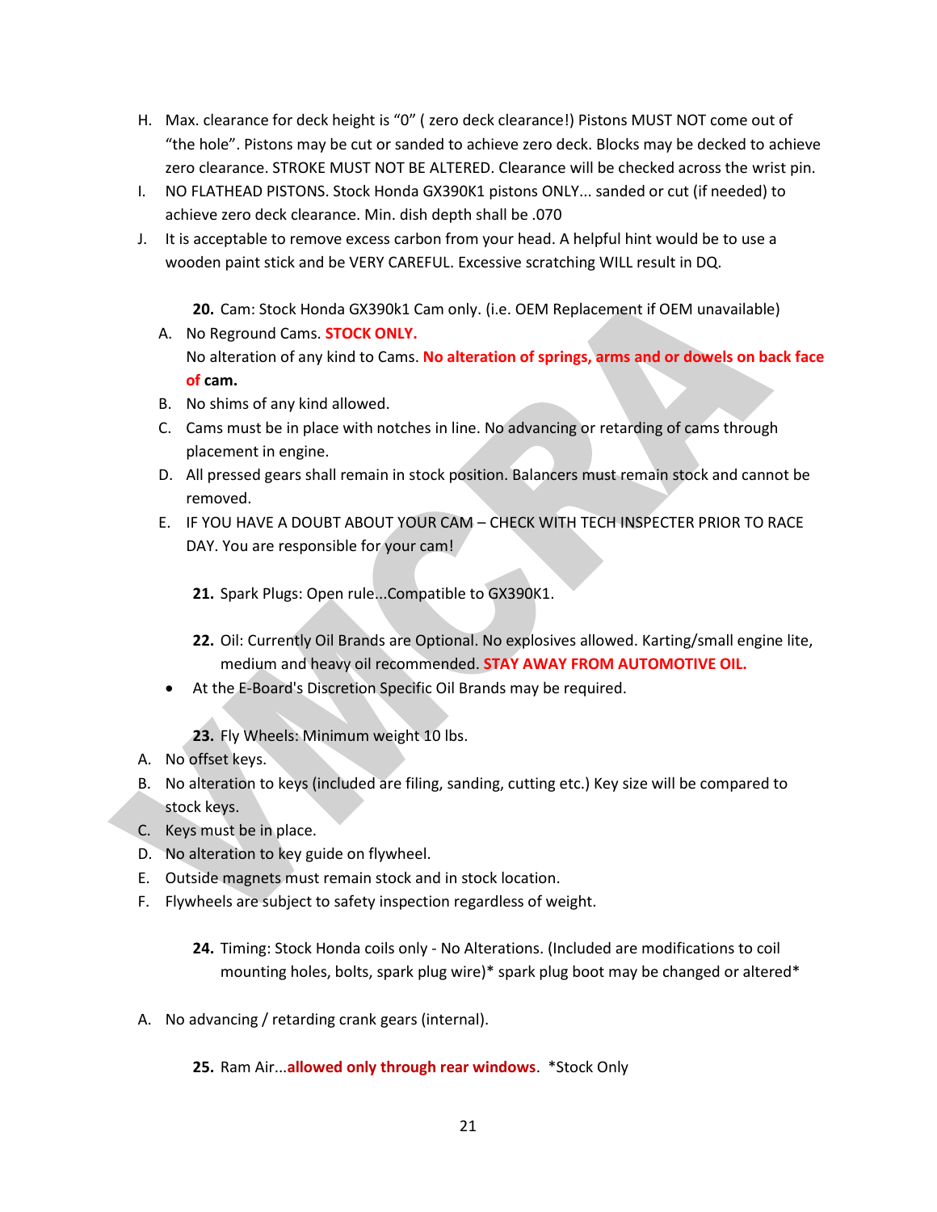H. Max. clearance for deck height is "0" ( zero deck clearance!) Pistons MUST NOT come out of "the hole". Pistons may be cut or sanded to achieve zero deck. Blocks may be decked to achieve zero clearance. STROKE MUST NOT BE ALTERED. Clearance will be checked across the wrist pin.

I. NO FLATHEAD PISTONS. Stock Honda GX390K1 pistons ONLY... sanded or cut (if needed) to achieve zero deck clearance. Min. dish depth shall be .070

J. It is acceptable to remove excess carbon from your head. A helpful hint would be to use a wooden paint stick and be VERY CAREFUL. Excessive scratching WILL result in DQ.

**20.** Cam: Stock Honda GX390k1 Cam only. (i.e. OEM Replacement if OEM unavailable)

A. No Reground Cams. **STOCK ONLY.**
   No alteration of any kind to Cams. **No alteration of springs, arms and or dowels on back face of cam.**

B. No shims of any kind allowed.

C. Cams must be in place with notches in line. No advancing or retarding of cams through placement in engine.

D. All pressed gears shall remain in stock position. Balancers must remain stock and cannot be removed.

E. IF YOU HAVE A DOUBT ABOUT YOUR CAM – CHECK WITH TECH INSPECTER PRIOR TO RACE DAY. You are responsible for your cam!

**21.** Spark Plugs: Open rule...Compatible to GX390K1.

**22.** Oil: Currently Oil Brands are Optional. No explosives allowed. Karting/small engine lite, medium and heavy oil recommended. **STAY AWAY FROM AUTOMOTIVE OIL.**

- At the E-Board's Discretion Specific Oil Brands may be required.

**23.** Fly Wheels: Minimum weight 10 lbs.

A. No offset keys.

B. No alteration to keys (included are filing, sanding, cutting etc.) Key size will be compared to stock keys.

C. Keys must be in place.

D. No alteration to key guide on flywheel.

E. Outside magnets must remain stock and in stock location.

F. Flywheels are subject to safety inspection regardless of weight.

**24.** Timing: Stock Honda coils only - No Alterations. (Included are modifications to coil mounting holes, bolts, spark plug wire)* spark plug boot may be changed or altered*

A. No advancing / retarding crank gears (internal).

**25.** Ram Air...**allowed only through rear windows**. *Stock Only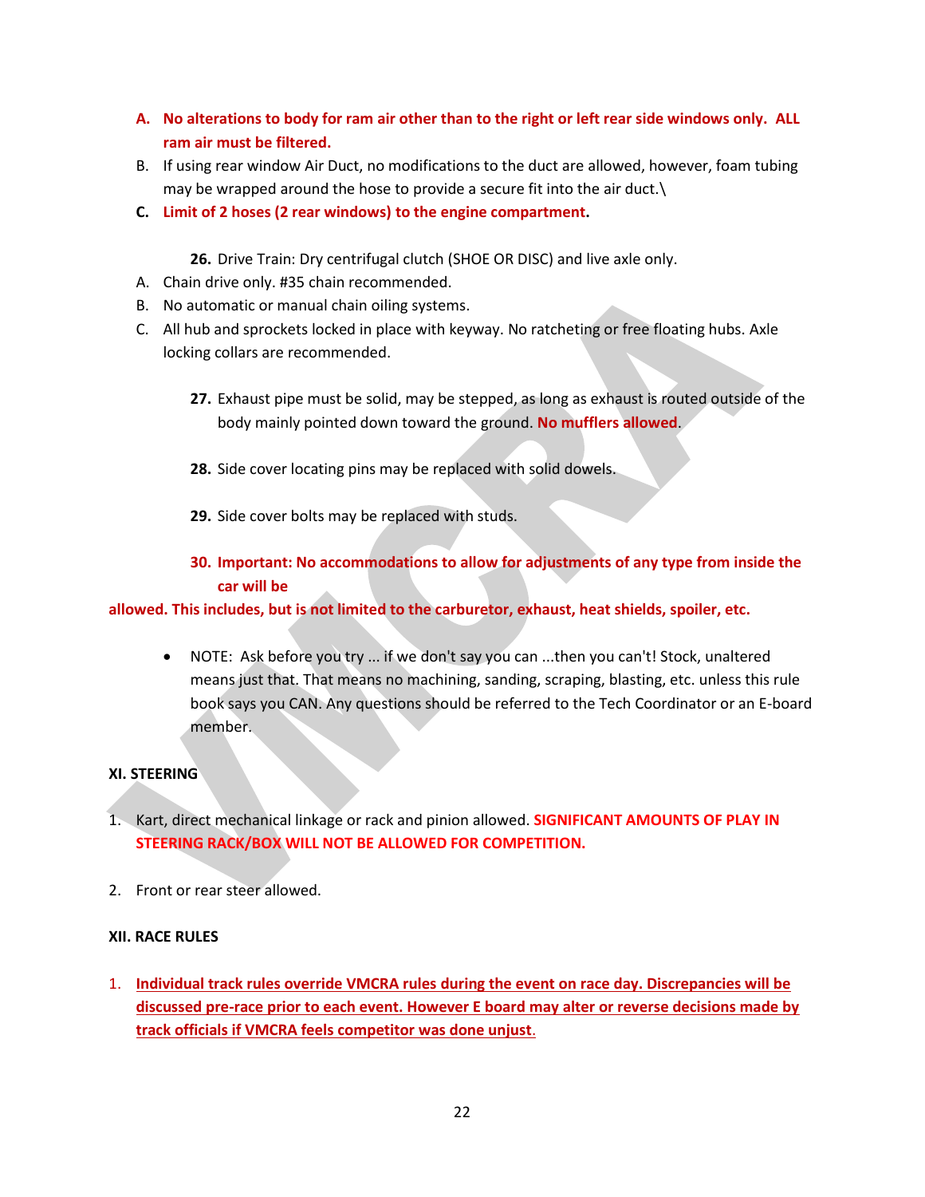A. **No alterations to body for ram air other than to the right or left rear side windows only. ALL ram air must be filtered.**

B. If using rear window Air Duct, no modifications to the duct are allowed, however, foam tubing may be wrapped around the hose to provide a secure fit into the air duct.\

C. **Limit of 2 hoses (2 rear windows) to the engine compartment.**

**26.** Drive Train: Dry centrifugal clutch (SHOE OR DISC) and live axle only.

A. Chain drive only. #35 chain recommended.

B. No automatic or manual chain oiling systems.

C. All hub and sprockets locked in place with keyway. No ratcheting or free floating hubs. Axle locking collars are recommended.

**27.** Exhaust pipe must be solid, may be stepped, as long as exhaust is routed outside of the body mainly pointed down toward the ground. **No mufflers allowed**.

**28.** Side cover locating pins may be replaced with solid dowels.

**29.** Side cover bolts may be replaced with studs.

**30. Important: No accommodations to allow for adjustments of any type from inside the car will be allowed. This includes, but is not limited to the carburetor, exhaust, heat shields, spoiler, etc.**

- NOTE: Ask before you try ... if we don't say you can ...then you can't! Stock, unaltered means just that. That means no machining, sanding, scraping, blasting, etc. unless this rule book says you CAN. Any questions should be referred to the Tech Coordinator or an E-board member.

## XI. STEERING

1. Kart, direct mechanical linkage or rack and pinion allowed. **SIGNIFICANT AMOUNTS OF PLAY IN STEERING RACK/BOX WILL NOT BE ALLOWED FOR COMPETITION.**

2. Front or rear steer allowed.

## XII. RACE RULES

1. **Individual track rules override VMCRA rules during the event on race day. Discrepancies will be discussed pre-race prior to each event. However E board may alter or reverse decisions made by track officials if VMCRA feels competitor was done unjust.**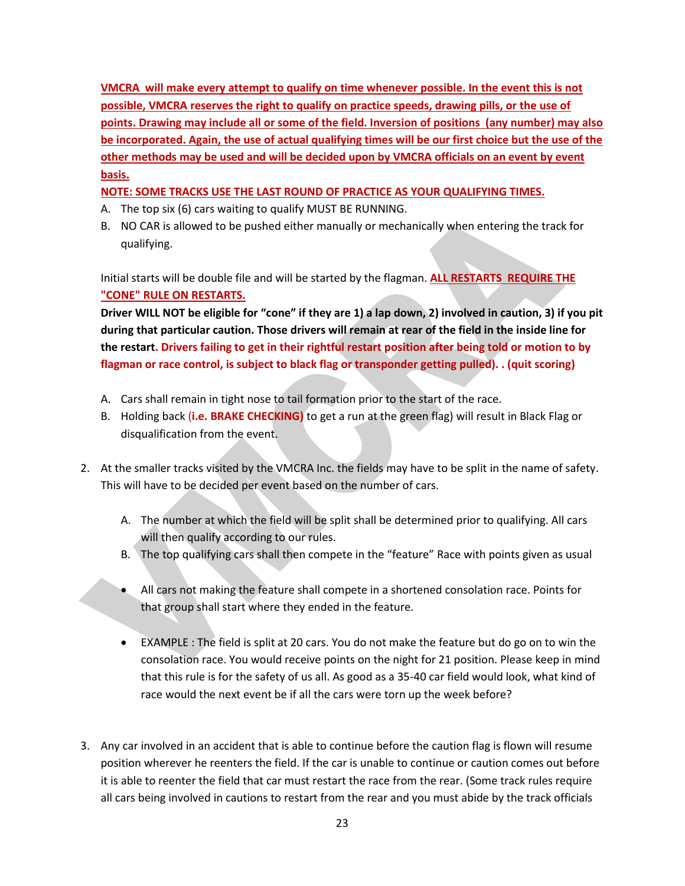**VMCRA will make every attempt to qualify on time whenever possible. In the event this is not possible, VMCRA reserves the right to qualify on practice speeds, drawing pills, or the use of points. Drawing may include all or some of the field. Inversion of positions (any number) may also be incorporated. Again, the use of actual qualifying times will be our first choice but the use of the other methods may be used and will be decided upon by VMCRA officials on an event by event basis.**

**NOTE: SOME TRACKS USE THE LAST ROUND OF PRACTICE AS YOUR QUALIFYING TIMES.**

A. The top six (6) cars waiting to qualify MUST BE RUNNING.
B. NO CAR is allowed to be pushed either manually or mechanically when entering the track for qualifying.

Initial starts will be double file and will be started by the flagman. **ALL RESTARTS REQUIRE THE "CONE" RULE ON RESTARTS.**

**Driver WILL NOT be eligible for "cone" if they are 1) a lap down, 2) involved in caution, 3) if you pit during that particular caution. Those drivers will remain at rear of the field in the inside line for the restart. Drivers failing to get in their rightful restart position after being told or motion to by flagman or race control, is subject to black flag or transponder getting pulled). . (quit scoring)**

A. Cars shall remain in tight nose to tail formation prior to the start of the race.
B. Holding back **(i.e. BRAKE CHECKING)** to get a run at the green flag) will result in Black Flag or disqualification from the event.

2. At the smaller tracks visited by the VMCRA Inc. the fields may have to be split in the name of safety. This will have to be decided per event based on the number of cars.

   A. The number at which the field will be split shall be determined prior to qualifying. All cars will then qualify according to our rules.
   B. The top qualifying cars shall then compete in the "feature" Race with points given as usual

   - All cars not making the feature shall compete in a shortened consolation race. Points for that group shall start where they ended in the feature.

   - EXAMPLE : The field is split at 20 cars. You do not make the feature but do go on to win the consolation race. You would receive points on the night for 21 position. Please keep in mind that this rule is for the safety of us all. As good as a 35-40 car field would look, what kind of race would the next event be if all the cars were torn up the week before?

3. Any car involved in an accident that is able to continue before the caution flag is flown will resume position wherever he reenters the field. If the car is unable to continue or caution comes out before it is able to reenter the field that car must restart the race from the rear. (Some track rules require all cars being involved in cautions to restart from the rear and you must abide by the track officials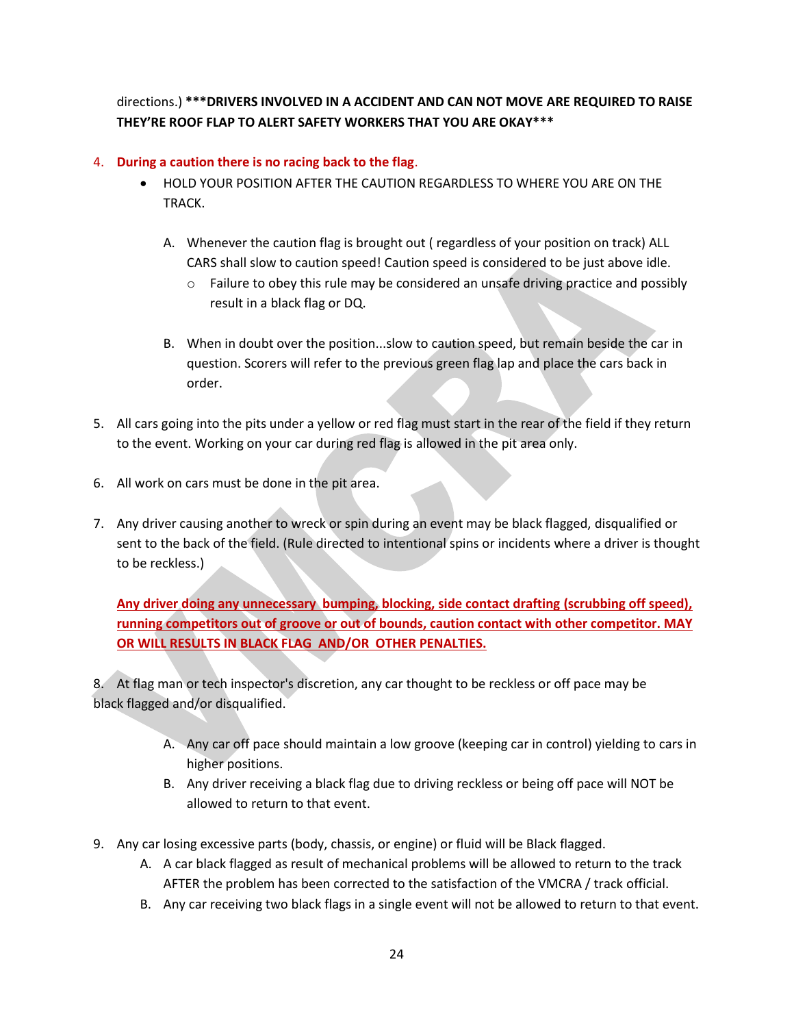directions.) **\*\*\*DRIVERS INVOLVED IN A ACCIDENT AND CAN NOT MOVE ARE REQUIRED TO RAISE THEY'RE ROOF FLAP TO ALERT SAFETY WORKERS THAT YOU ARE OKAY\*\*\***

4. **During a caution there is no racing back to the flag**.
   - HOLD YOUR POSITION AFTER THE CAUTION REGARDLESS TO WHERE YOU ARE ON THE TRACK.

     A. Whenever the caution flag is brought out ( regardless of your position on track) ALL CARS shall slow to caution speed! Caution speed is considered to be just above idle.
        - Failure to obey this rule may be considered an unsafe driving practice and possibly result in a black flag or DQ.

     B. When in doubt over the position...slow to caution speed, but remain beside the car in question. Scorers will refer to the previous green flag lap and place the cars back in order.

5. All cars going into the pits under a yellow or red flag must start in the rear of the field if they return to the event. Working on your car during red flag is allowed in the pit area only.

6. All work on cars must be done in the pit area.

7. Any driver causing another to wreck or spin during an event may be black flagged, disqualified or sent to the back of the field. (Rule directed to intentional spins or incidents where a driver is thought to be reckless.)

   **Any driver doing any unnecessary bumping, blocking, side contact drafting (scrubbing off speed), running competitors out of groove or out of bounds, caution contact with other competitor. MAY OR WILL RESULTS IN BLACK FLAG AND/OR OTHER PENALTIES.**

8. At flag man or tech inspector's discretion, any car thought to be reckless or off pace may be black flagged and/or disqualified.

   A. Any car off pace should maintain a low groove (keeping car in control) yielding to cars in higher positions.
   
   B. Any driver receiving a black flag due to driving reckless or being off pace will NOT be allowed to return to that event.

9. Any car losing excessive parts (body, chassis, or engine) or fluid will be Black flagged.
   
   A. A car black flagged as result of mechanical problems will be allowed to return to the track AFTER the problem has been corrected to the satisfaction of the VMCRA / track official.
   
   B. Any car receiving two black flags in a single event will not be allowed to return to that event.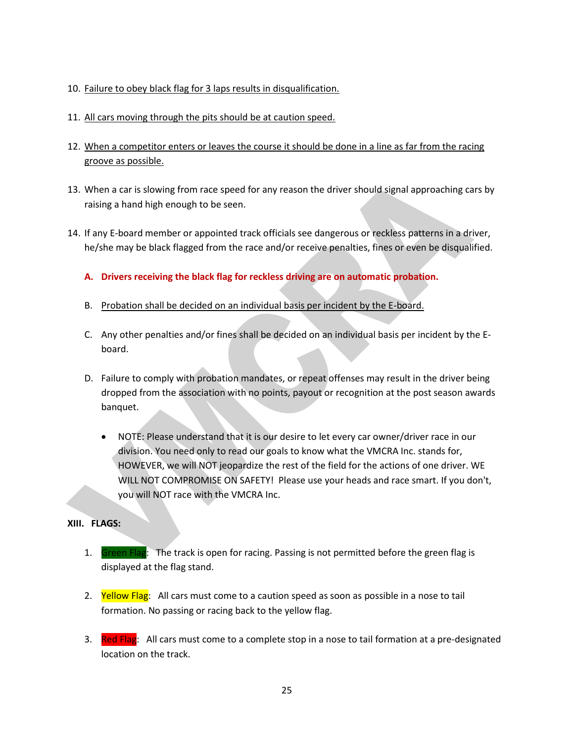10. Failure to obey black flag for 3 laps results in disqualification.

11. All cars moving through the pits should be at caution speed.

12. When a competitor enters or leaves the course it should be done in a line as far from the racing groove as possible.

13. When a car is slowing from race speed for any reason the driver should signal approaching cars by raising a hand high enough to be seen.

14. If any E-board member or appointed track officials see dangerous or reckless patterns in a driver, he/she may be black flagged from the race and/or receive penalties, fines or even be disqualified.

    A. **Drivers receiving the black flag for reckless driving are on automatic probation.**

    B. Probation shall be decided on an individual basis per incident by the E-board.

    C. Any other penalties and/or fines shall be decided on an individual basis per incident by the E-board.

    D. Failure to comply with probation mandates, or repeat offenses may result in the driver being dropped from the association with no points, payout or recognition at the post season awards banquet.

    - NOTE: Please understand that it is our desire to let every car owner/driver race in our division. You need only to read our goals to know what the VMCRA Inc. stands for, HOWEVER, we will NOT jeopardize the rest of the field for the actions of one driver. WE WILL NOT COMPROMISE ON SAFETY! Please use your heads and race smart. If you don't, you will NOT race with the VMCRA Inc.

**XIII. FLAGS:**

1. Green Flag: The track is open for racing. Passing is not permitted before the green flag is displayed at the flag stand.

2. Yellow Flag: All cars must come to a caution speed as soon as possible in a nose to tail formation. No passing or racing back to the yellow flag.

3. Red Flag: All cars must come to a complete stop in a nose to tail formation at a pre-designated location on the track.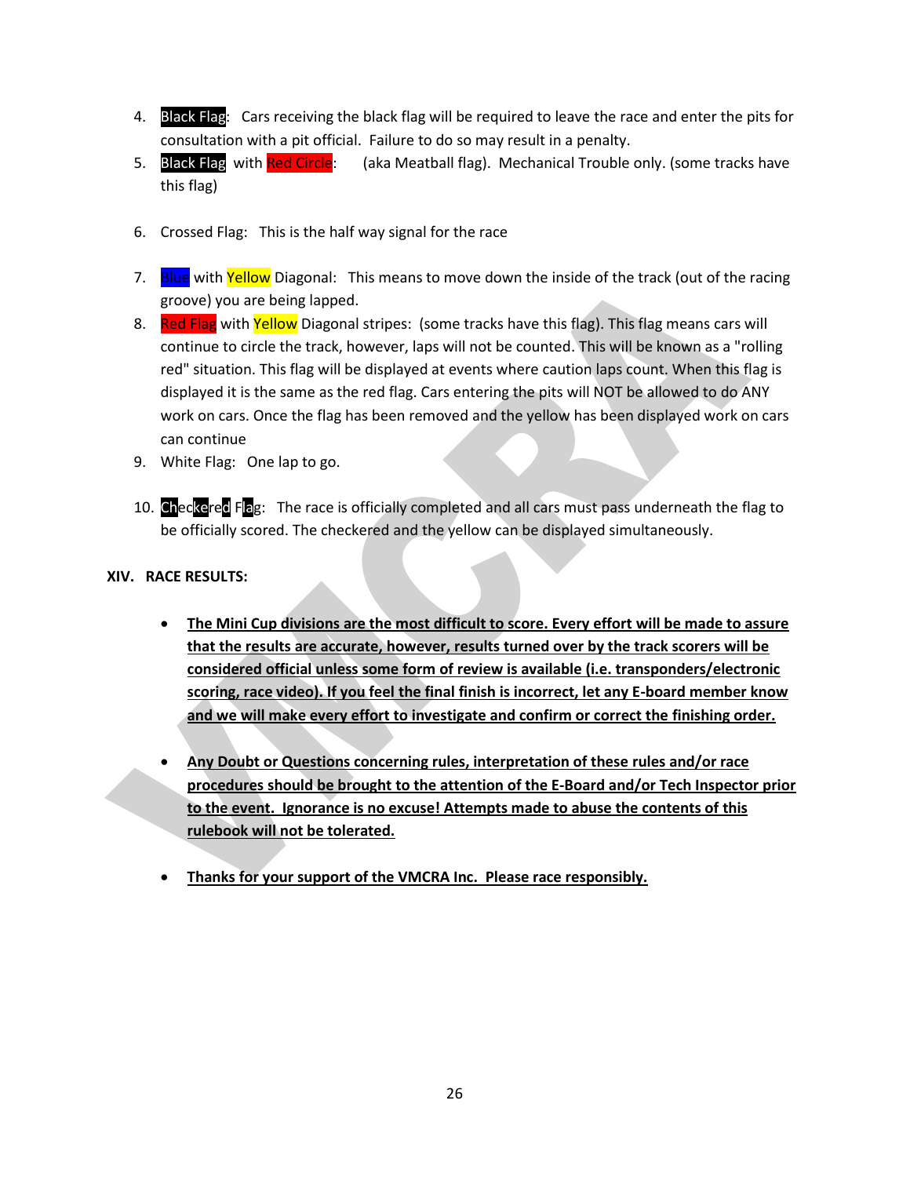4. Black Flag: Cars receiving the black flag will be required to leave the race and enter the pits for consultation with a pit official. Failure to do so may result in a penalty.
5. Black Flag with Red Circle: (aka Meatball flag). Mechanical Trouble only. (some tracks have this flag)

6. Crossed Flag: This is the half way signal for the race

7. Blue with Yellow Diagonal: This means to move down the inside of the track (out of the racing groove) you are being lapped.
8. Red Flag with Yellow Diagonal stripes: (some tracks have this flag). This flag means cars will continue to circle the track, however, laps will not be counted. This will be known as a "rolling red" situation. This flag will be displayed at events where caution laps count. When this flag is displayed it is the same as the red flag. Cars entering the pits will NOT be allowed to do ANY work on cars. Once the flag has been removed and the yellow has been displayed work on cars can continue
9. White Flag: One lap to go.

10. Checkered Flag: The race is officially completed and all cars must pass underneath the flag to be officially scored. The checkered and the yellow can be displayed simultaneously.

**XIV. RACE RESULTS:**

- **The Mini Cup divisions are the most difficult to score. Every effort will be made to assure that the results are accurate, however, results turned over by the track scorers will be considered official unless some form of review is available (i.e. transponders/electronic scoring, race video). If you feel the final finish is incorrect, let any E-board member know and we will make every effort to investigate and confirm or correct the finishing order.**

- **Any Doubt or Questions concerning rules, interpretation of these rules and/or race procedures should be brought to the attention of the E-Board and/or Tech Inspector prior to the event. Ignorance is no excuse! Attempts made to abuse the contents of this rulebook will not be tolerated.**

- **Thanks for your support of the VMCRA Inc. Please race responsibly.**